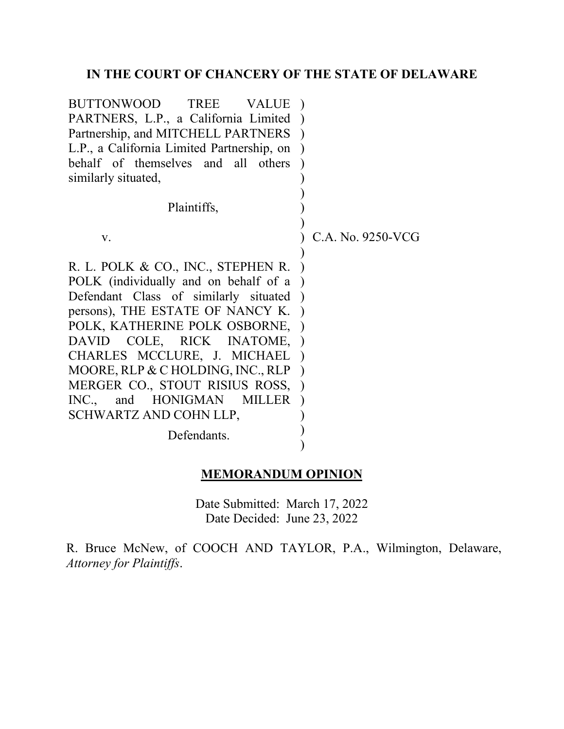**IN THE COURT OF CHANCERY OF THE STATE OF DELAWARE**

BUTTONWOOD TREE VALUE PARTNERS, L.P., a California Limited Partnership, and MITCHELL PARTNERS L.P., a California Limited Partnership, on behalf of themselves and all others similarly situated,

Plaintiffs,

v.

R. L. POLK & CO., INC., STEPHEN R. POLK (individually and on behalf of a Defendant Class of similarly situated persons), THE ESTATE OF NANCY K. POLK, KATHERINE POLK OSBORNE, DAVID COLE, RICK INATOME, CHARLES MCCLURE, J. MICHAEL MOORE, RLP & C HOLDING, INC., RLP MERGER CO., STOUT RISIUS ROSS, INC., and HONIGMAN MILLER SCHWARTZ AND COHN LLP,

Defendants.

C.A. No. 9250-VCG

**MEMORANDUM OPINION**

Date Submitted: March 17, 2022
Date Decided: June 23, 2022

R. Bruce McNew, of COOCH AND TAYLOR, P.A., Wilmington, Delaware, *Attorney for Plaintiffs*.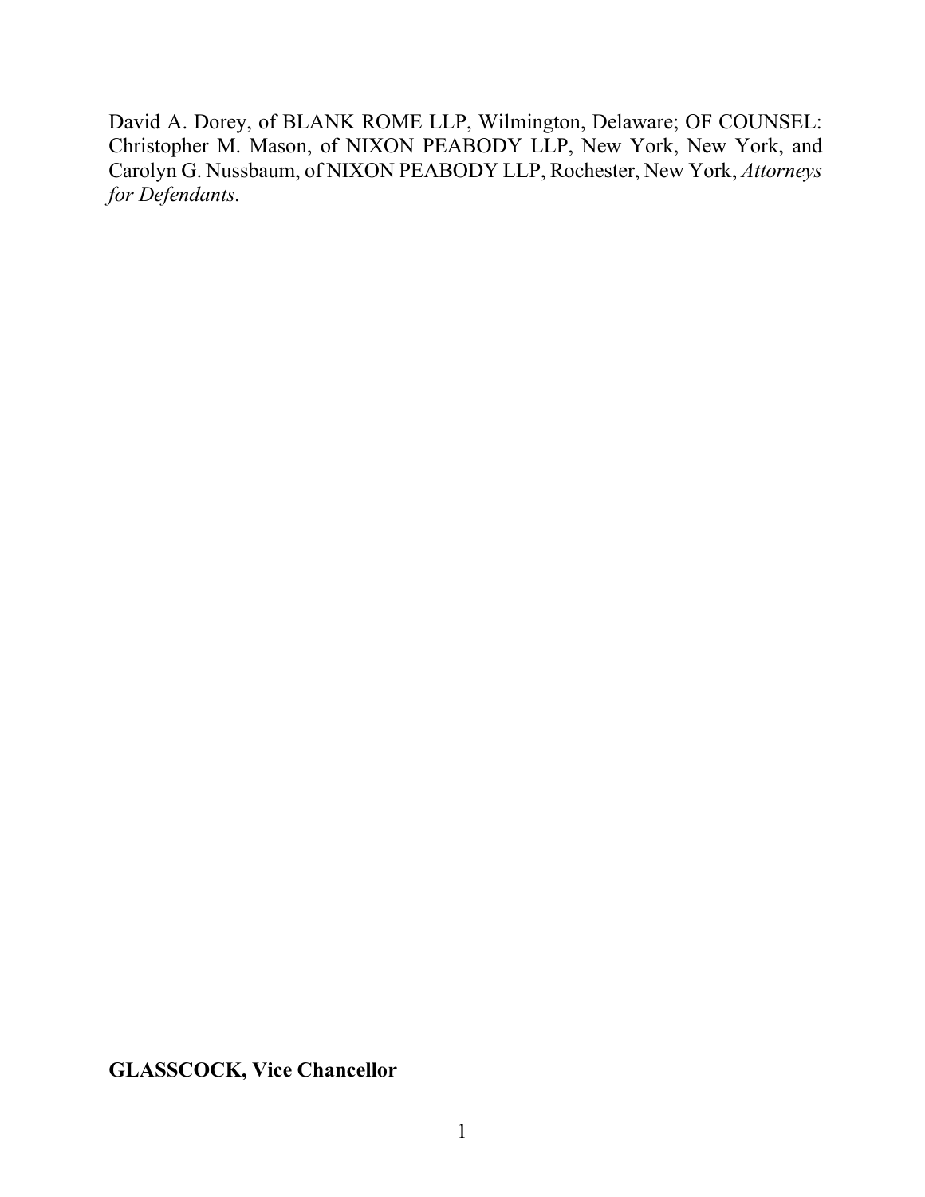David A. Dorey, of BLANK ROME LLP, Wilmington, Delaware; OF COUNSEL: Christopher M. Mason, of NIXON PEABODY LLP, New York, New York, and Carolyn G. Nussbaum, of NIXON PEABODY LLP, Rochester, New York, *Attorneys for Defendants.*

**GLASSCOCK, Vice Chancellor**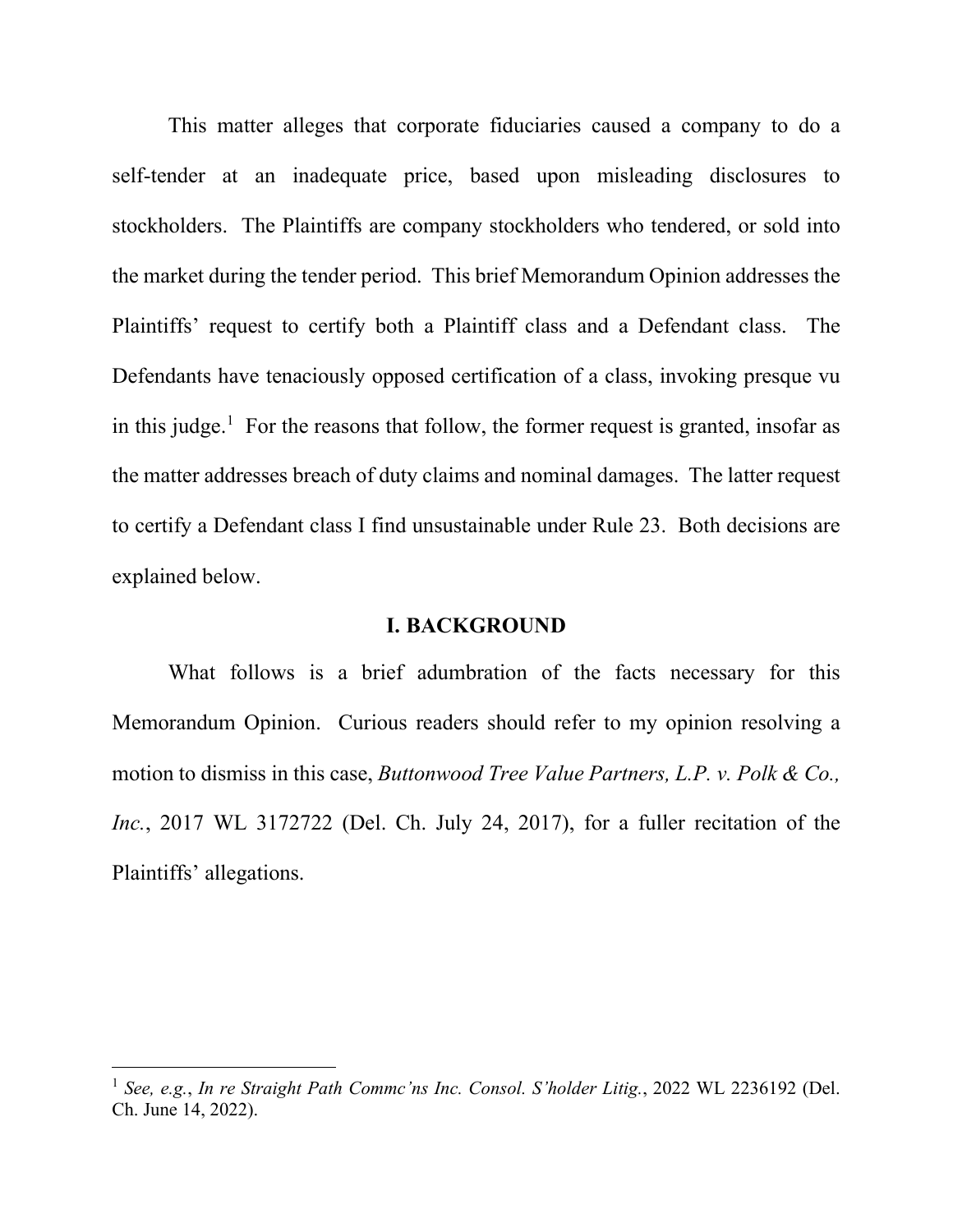This matter alleges that corporate fiduciaries caused a company to do a self-tender at an inadequate price, based upon misleading disclosures to stockholders. The Plaintiffs are company stockholders who tendered, or sold into the market during the tender period. This brief Memorandum Opinion addresses the Plaintiffs' request to certify both a Plaintiff class and a Defendant class. The Defendants have tenaciously opposed certification of a class, invoking presque vu in this judge.[1] For the reasons that follow, the former request is granted, insofar as the matter addresses breach of duty claims and nominal damages. The latter request to certify a Defendant class I find unsustainable under Rule 23. Both decisions are explained below.

## I. BACKGROUND

What follows is a brief adumbration of the facts necessary for this Memorandum Opinion. Curious readers should refer to my opinion resolving a motion to dismiss in this case, *Buttonwood Tree Value Partners, L.P. v. Polk & Co., Inc.*, 2017 WL 3172722 (Del. Ch. July 24, 2017), for a fuller recitation of the Plaintiffs' allegations.

---

[1] *See, e.g.*, *In re Straight Path Commc'ns Inc. Consol. S'holder Litig.*, 2022 WL 2236192 (Del. Ch. June 14, 2022).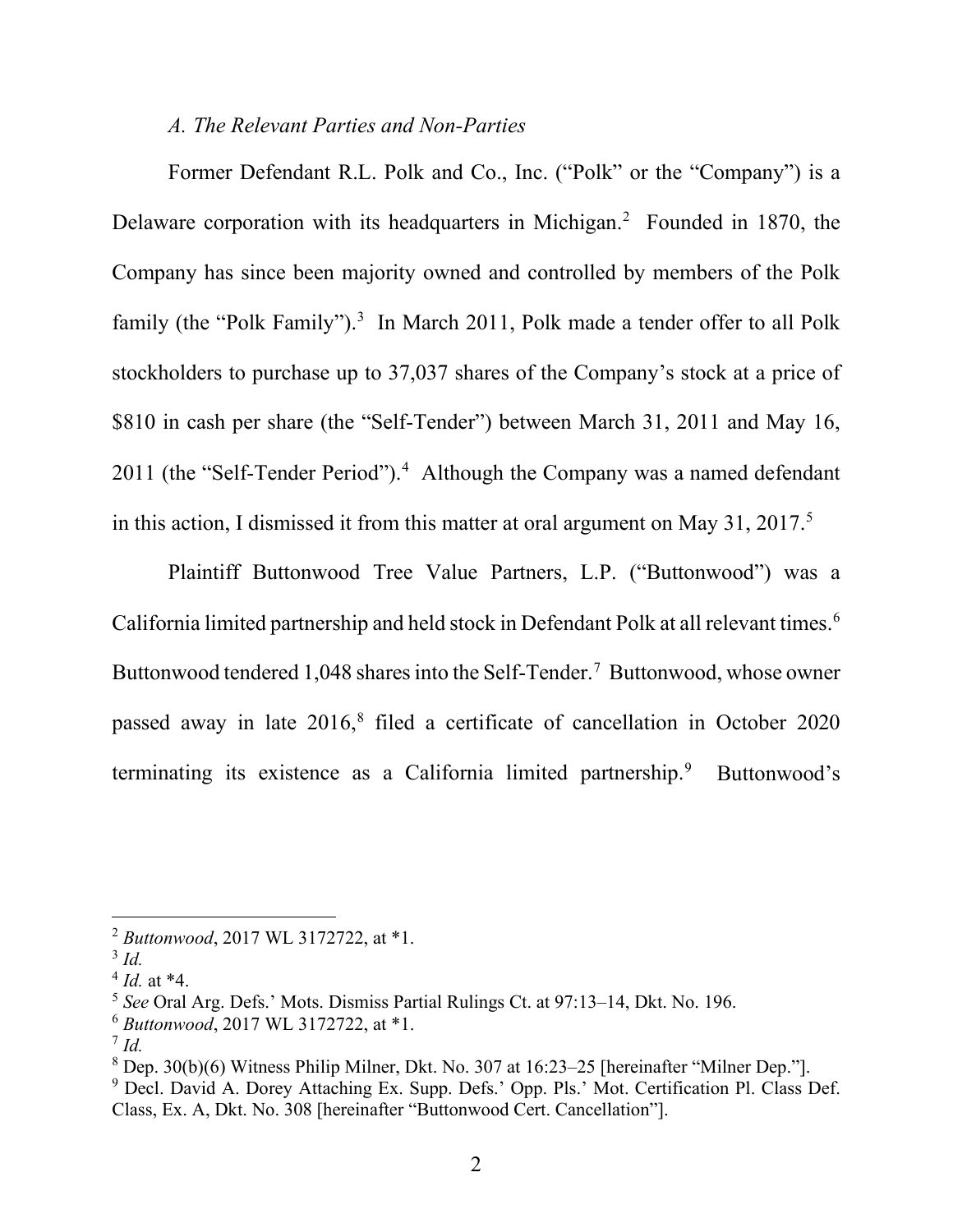*A. The Relevant Parties and Non-Parties*

Former Defendant R.L. Polk and Co., Inc. ("Polk" or the "Company") is a Delaware corporation with its headquarters in Michigan.[2] Founded in 1870, the Company has since been majority owned and controlled by members of the Polk family (the "Polk Family").[3] In March 2011, Polk made a tender offer to all Polk stockholders to purchase up to 37,037 shares of the Company's stock at a price of \$810 in cash per share (the "Self-Tender") between March 31, 2011 and May 16, 2011 (the "Self-Tender Period").[4] Although the Company was a named defendant in this action, I dismissed it from this matter at oral argument on May 31, 2017.[5]

Plaintiff Buttonwood Tree Value Partners, L.P. ("Buttonwood") was a California limited partnership and held stock in Defendant Polk at all relevant times.[6] Buttonwood tendered 1,048 shares into the Self-Tender.[7] Buttonwood, whose owner passed away in late 2016,[8] filed a certificate of cancellation in October 2020 terminating its existence as a California limited partnership.[9] Buttonwood's

---

[2] *Buttonwood*, 2017 WL 3172722, at \*1.

[3] *Id.*

[4] *Id.* at \*4.

[5] *See* Oral Arg. Defs.' Mots. Dismiss Partial Rulings Ct. at 97:13–14, Dkt. No. 196.

[6] *Buttonwood*, 2017 WL 3172722, at \*1.

[7] *Id.*

[8] Dep. 30(b)(6) Witness Philip Milner, Dkt. No. 307 at 16:23–25 [hereinafter "Milner Dep."].

[9] Decl. David A. Dorey Attaching Ex. Supp. Defs.' Opp. Pls.' Mot. Certification Pl. Class Def. Class, Ex. A, Dkt. No. 308 [hereinafter "Buttonwood Cert. Cancellation"].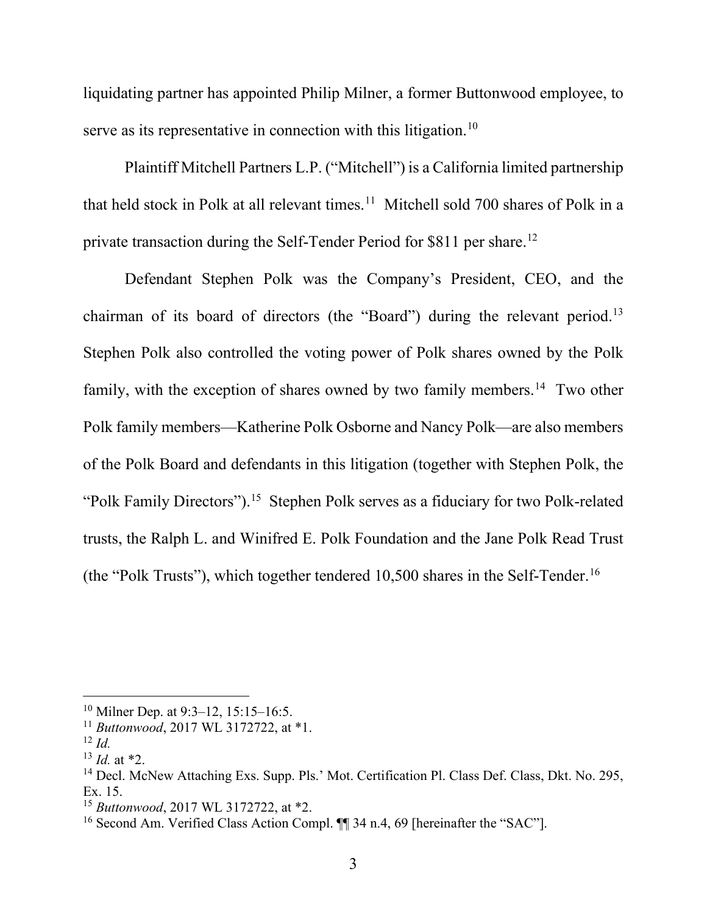liquidating partner has appointed Philip Milner, a former Buttonwood employee, to serve as its representative in connection with this litigation.[10]

Plaintiff Mitchell Partners L.P. ("Mitchell") is a California limited partnership that held stock in Polk at all relevant times.[11] Mitchell sold 700 shares of Polk in a private transaction during the Self-Tender Period for $811 per share.[12]

Defendant Stephen Polk was the Company's President, CEO, and the chairman of its board of directors (the "Board") during the relevant period.[13] Stephen Polk also controlled the voting power of Polk shares owned by the Polk family, with the exception of shares owned by two family members.[14] Two other Polk family members—Katherine Polk Osborne and Nancy Polk—are also members of the Polk Board and defendants in this litigation (together with Stephen Polk, the "Polk Family Directors").[15] Stephen Polk serves as a fiduciary for two Polk-related trusts, the Ralph L. and Winifred E. Polk Foundation and the Jane Polk Read Trust (the "Polk Trusts"), which together tendered 10,500 shares in the Self-Tender.[16]

---

[10] Milner Dep. at 9:3–12, 15:15–16:5.

[11] *Buttonwood*, 2017 WL 3172722, at *1.

[12] *Id.*

[13] *Id.* at *2.

[14] Decl. McNew Attaching Exs. Supp. Pls.' Mot. Certification Pl. Class Def. Class, Dkt. No. 295, Ex. 15.

[15] *Buttonwood*, 2017 WL 3172722, at *2.

[16] Second Am. Verified Class Action Compl. ¶¶ 34 n.4, 69 [hereinafter the "SAC"].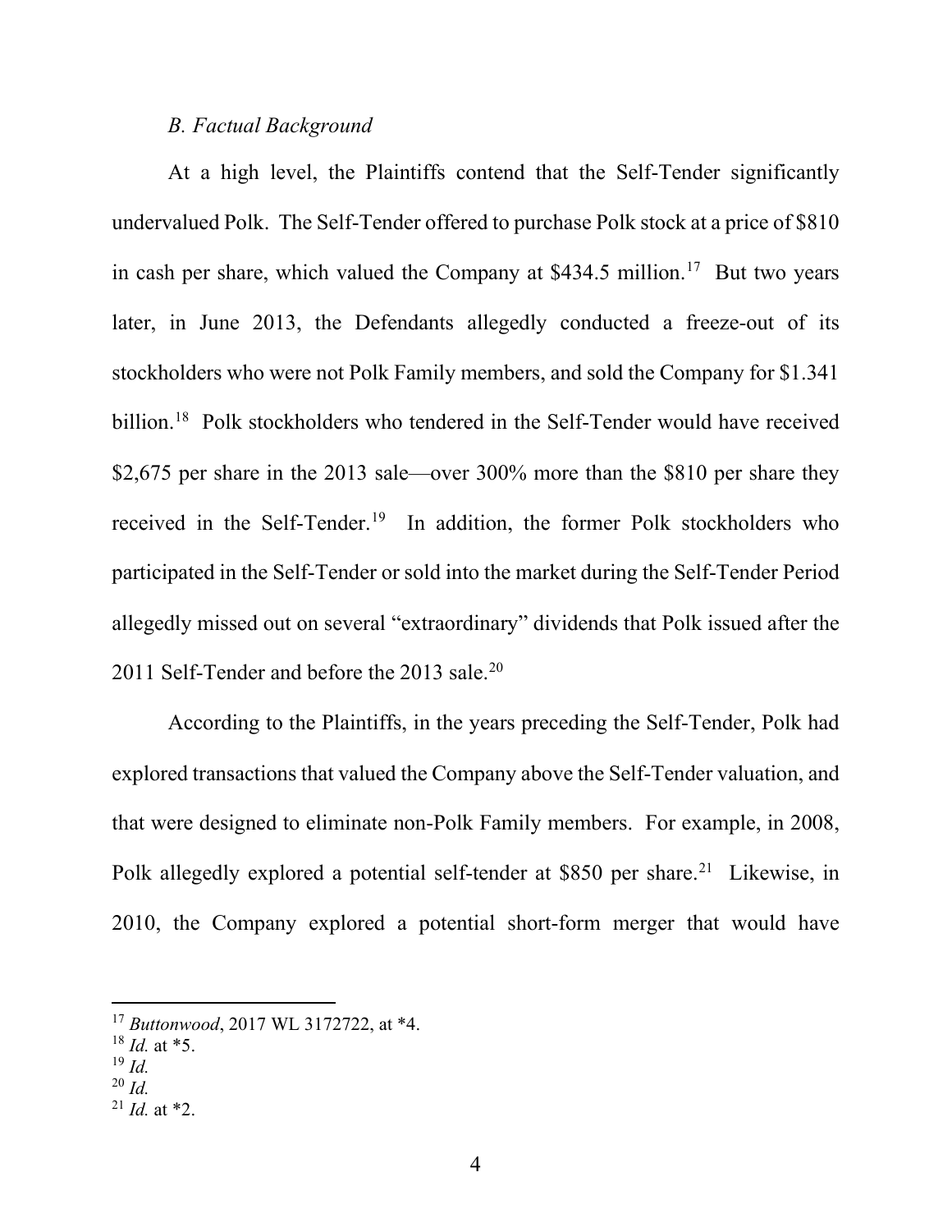### *B. Factual Background*

At a high level, the Plaintiffs contend that the Self-Tender significantly undervalued Polk. The Self-Tender offered to purchase Polk stock at a price of $810 in cash per share, which valued the Company at $434.5 million.[17] But two years later, in June 2013, the Defendants allegedly conducted a freeze-out of its stockholders who were not Polk Family members, and sold the Company for $1.341 billion.[18] Polk stockholders who tendered in the Self-Tender would have received $2,675 per share in the 2013 sale—over 300% more than the $810 per share they received in the Self-Tender.[19] In addition, the former Polk stockholders who participated in the Self-Tender or sold into the market during the Self-Tender Period allegedly missed out on several "extraordinary" dividends that Polk issued after the 2011 Self-Tender and before the 2013 sale.[20]

According to the Plaintiffs, in the years preceding the Self-Tender, Polk had explored transactions that valued the Company above the Self-Tender valuation, and that were designed to eliminate non-Polk Family members. For example, in 2008, Polk allegedly explored a potential self-tender at $850 per share.[21] Likewise, in 2010, the Company explored a potential short-form merger that would have

---

[17] *Buttonwood*, 2017 WL 3172722, at *4.

[18] *Id.* at *5.

[19] *Id.*

[20] *Id.*

[21] *Id.* at *2.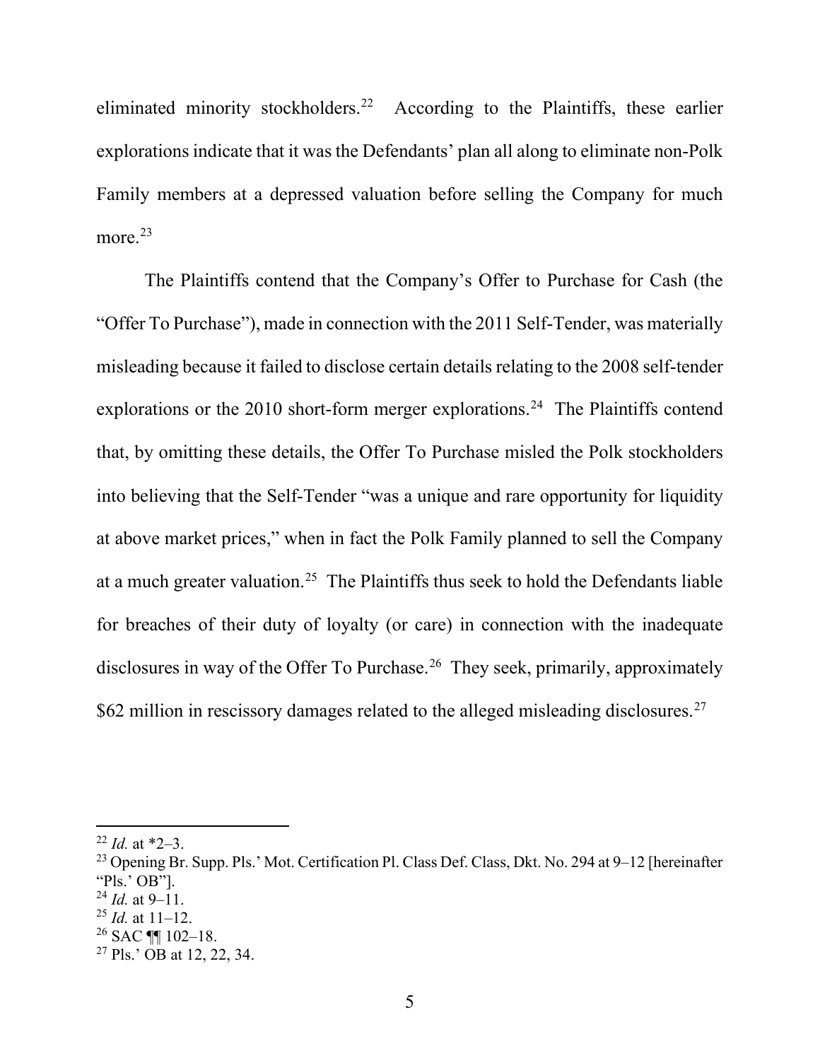eliminated minority stockholders.[22] According to the Plaintiffs, these earlier explorations indicate that it was the Defendants' plan all along to eliminate non-Polk Family members at a depressed valuation before selling the Company for much more.[23]

The Plaintiffs contend that the Company's Offer to Purchase for Cash (the "Offer To Purchase"), made in connection with the 2011 Self-Tender, was materially misleading because it failed to disclose certain details relating to the 2008 self-tender explorations or the 2010 short-form merger explorations.[24] The Plaintiffs contend that, by omitting these details, the Offer To Purchase misled the Polk stockholders into believing that the Self-Tender "was a unique and rare opportunity for liquidity at above market prices," when in fact the Polk Family planned to sell the Company at a much greater valuation.[25] The Plaintiffs thus seek to hold the Defendants liable for breaches of their duty of loyalty (or care) in connection with the inadequate disclosures in way of the Offer To Purchase.[26] They seek, primarily, approximately $62 million in rescissory damages related to the alleged misleading disclosures.[27]

---

[22] *Id.* at *2–3.

[23] Opening Br. Supp. Pls.' Mot. Certification Pl. Class Def. Class, Dkt. No. 294 at 9–12 [hereinafter "Pls.' OB"].

[24] *Id.* at 9–11.

[25] *Id.* at 11–12.

[26] SAC ¶¶ 102–18.

[27] Pls.' OB at 12, 22, 34.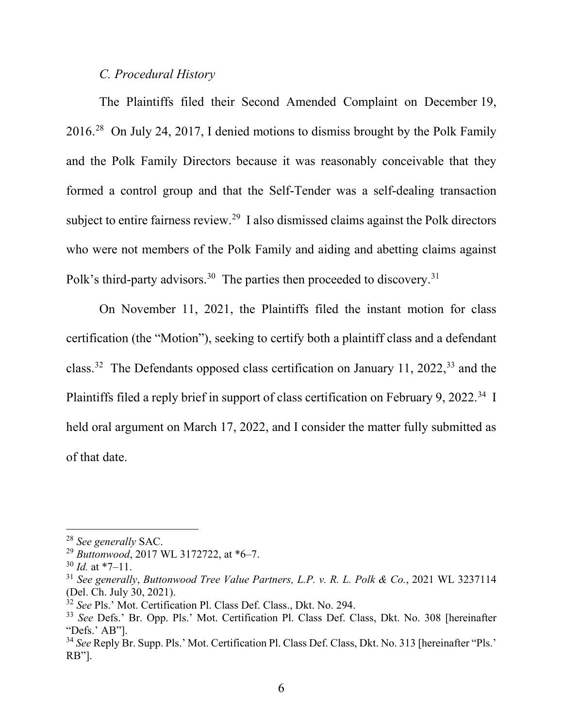### *C. Procedural History*

The Plaintiffs filed their Second Amended Complaint on December 19, 2016.[28] On July 24, 2017, I denied motions to dismiss brought by the Polk Family and the Polk Family Directors because it was reasonably conceivable that they formed a control group and that the Self-Tender was a self-dealing transaction subject to entire fairness review.[29] I also dismissed claims against the Polk directors who were not members of the Polk Family and aiding and abetting claims against Polk's third-party advisors.[30] The parties then proceeded to discovery.[31]

On November 11, 2021, the Plaintiffs filed the instant motion for class certification (the "Motion"), seeking to certify both a plaintiff class and a defendant class.[32] The Defendants opposed class certification on January 11, 2022,[33] and the Plaintiffs filed a reply brief in support of class certification on February 9, 2022.[34] I held oral argument on March 17, 2022, and I consider the matter fully submitted as of that date.

---

[28] *See generally* SAC.

[29] *Buttonwood*, 2017 WL 3172722, at *6–7.

[30] *Id.* at *7–11.

[31] *See generally*, *Buttonwood Tree Value Partners, L.P. v. R. L. Polk & Co.*, 2021 WL 3237114 (Del. Ch. July 30, 2021).

[32] *See* Pls.' Mot. Certification Pl. Class Def. Class., Dkt. No. 294.

[33] *See* Defs.' Br. Opp. Pls.' Mot. Certification Pl. Class Def. Class, Dkt. No. 308 [hereinafter "Defs.' AB"].

[34] *See* Reply Br. Supp. Pls.' Mot. Certification Pl. Class Def. Class, Dkt. No. 313 [hereinafter "Pls.' RB"].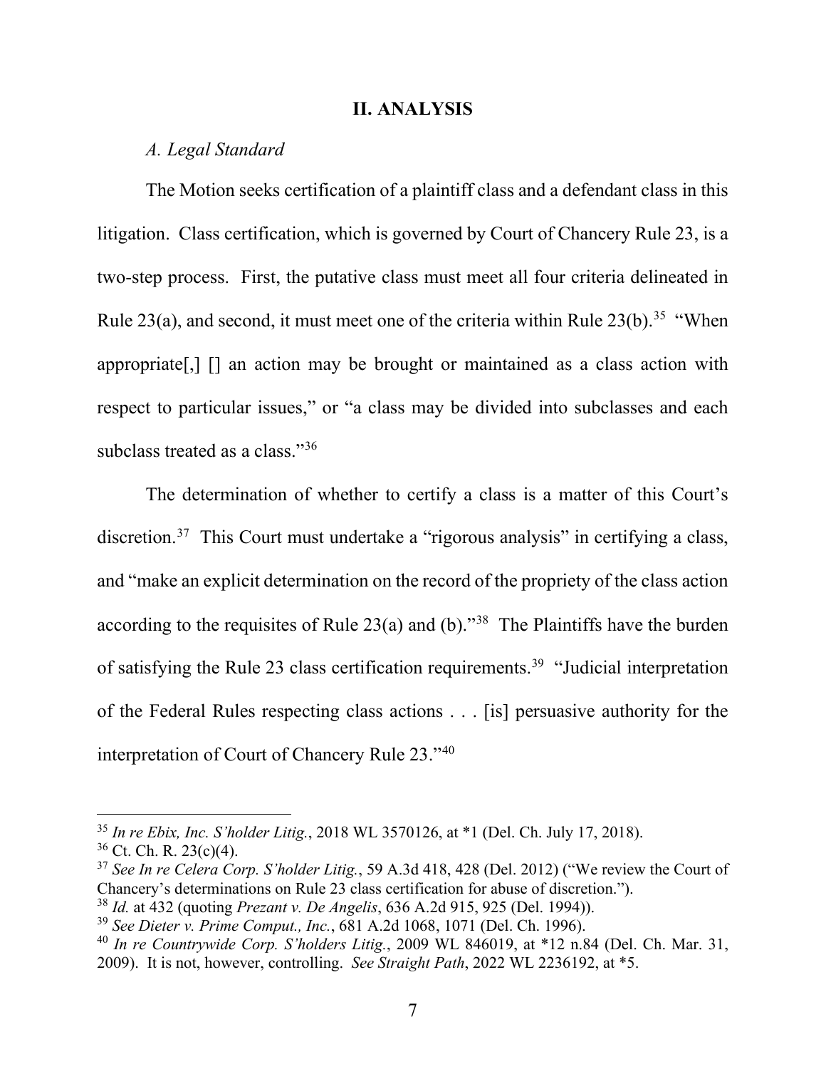## II. ANALYSIS

### *A. Legal Standard*

The Motion seeks certification of a plaintiff class and a defendant class in this litigation. Class certification, which is governed by Court of Chancery Rule 23, is a two-step process. First, the putative class must meet all four criteria delineated in Rule 23(a), and second, it must meet one of the criteria within Rule 23(b).[35] "When appropriate[,] [] an action may be brought or maintained as a class action with respect to particular issues," or "a class may be divided into subclasses and each subclass treated as a class."[36]

The determination of whether to certify a class is a matter of this Court's discretion.[37] This Court must undertake a "rigorous analysis" in certifying a class, and "make an explicit determination on the record of the propriety of the class action according to the requisites of Rule 23(a) and (b)."[38] The Plaintiffs have the burden of satisfying the Rule 23 class certification requirements.[39] "Judicial interpretation of the Federal Rules respecting class actions . . . [is] persuasive authority for the interpretation of Court of Chancery Rule 23."[40]

---

[35] *In re Ebix, Inc. S'holder Litig.*, 2018 WL 3570126, at *1 (Del. Ch. July 17, 2018).

[36] Ct. Ch. R. 23(c)(4).

[37] *See In re Celera Corp. S'holder Litig.*, 59 A.3d 418, 428 (Del. 2012) ("We review the Court of Chancery's determinations on Rule 23 class certification for abuse of discretion.").

[38] *Id.* at 432 (quoting *Prezant v. De Angelis*, 636 A.2d 915, 925 (Del. 1994)).

[39] *See Dieter v. Prime Comput., Inc.*, 681 A.2d 1068, 1071 (Del. Ch. 1996).

[40] *In re Countrywide Corp. S'holders Litig.*, 2009 WL 846019, at *12 n.84 (Del. Ch. Mar. 31, 2009). It is not, however, controlling. *See Straight Path*, 2022 WL 2236192, at *5.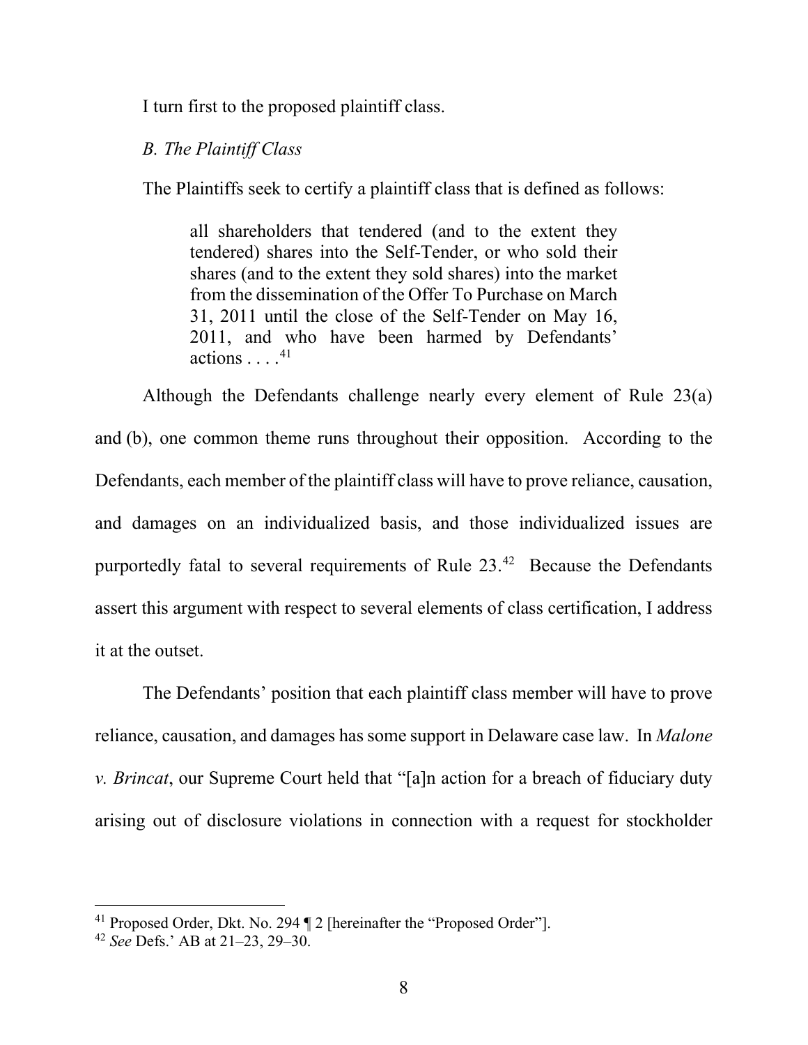I turn first to the proposed plaintiff class.

*B. The Plaintiff Class*

The Plaintiffs seek to certify a plaintiff class that is defined as follows:

> all shareholders that tendered (and to the extent they tendered) shares into the Self-Tender, or who sold their shares (and to the extent they sold shares) into the market from the dissemination of the Offer To Purchase on March 31, 2011 until the close of the Self-Tender on May 16, 2011, and who have been harmed by Defendants' actions . . . .[41]

Although the Defendants challenge nearly every element of Rule 23(a) and (b), one common theme runs throughout their opposition. According to the Defendants, each member of the plaintiff class will have to prove reliance, causation, and damages on an individualized basis, and those individualized issues are purportedly fatal to several requirements of Rule 23.[42] Because the Defendants assert this argument with respect to several elements of class certification, I address it at the outset.

The Defendants' position that each plaintiff class member will have to prove reliance, causation, and damages has some support in Delaware case law. In *Malone v. Brincat*, our Supreme Court held that "[a]n action for a breach of fiduciary duty arising out of disclosure violations in connection with a request for stockholder

---

[41] Proposed Order, Dkt. No. 294 ¶ 2 [hereinafter the "Proposed Order"].

[42] *See* Defs.' AB at 21–23, 29–30.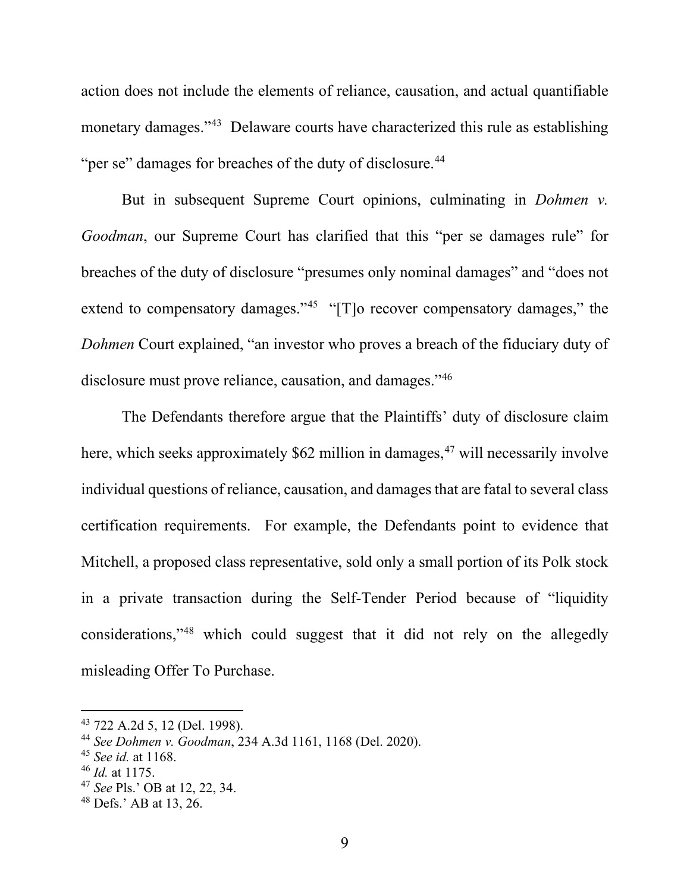action does not include the elements of reliance, causation, and actual quantifiable monetary damages."[43] Delaware courts have characterized this rule as establishing "per se" damages for breaches of the duty of disclosure.[44]

But in subsequent Supreme Court opinions, culminating in *Dohmen v. Goodman*, our Supreme Court has clarified that this "per se damages rule" for breaches of the duty of disclosure "presumes only nominal damages" and "does not extend to compensatory damages."[45] "[T]o recover compensatory damages," the *Dohmen* Court explained, "an investor who proves a breach of the fiduciary duty of disclosure must prove reliance, causation, and damages."[46]

The Defendants therefore argue that the Plaintiffs' duty of disclosure claim here, which seeks approximately $62 million in damages,[47] will necessarily involve individual questions of reliance, causation, and damages that are fatal to several class certification requirements. For example, the Defendants point to evidence that Mitchell, a proposed class representative, sold only a small portion of its Polk stock in a private transaction during the Self-Tender Period because of "liquidity considerations,"[48] which could suggest that it did not rely on the allegedly misleading Offer To Purchase.

---

[43] 722 A.2d 5, 12 (Del. 1998).

[44] *See Dohmen v. Goodman*, 234 A.3d 1161, 1168 (Del. 2020).

[45] *See id.* at 1168.

[46] *Id.* at 1175.

[47] *See* Pls.' OB at 12, 22, 34.

[48] Defs.' AB at 13, 26.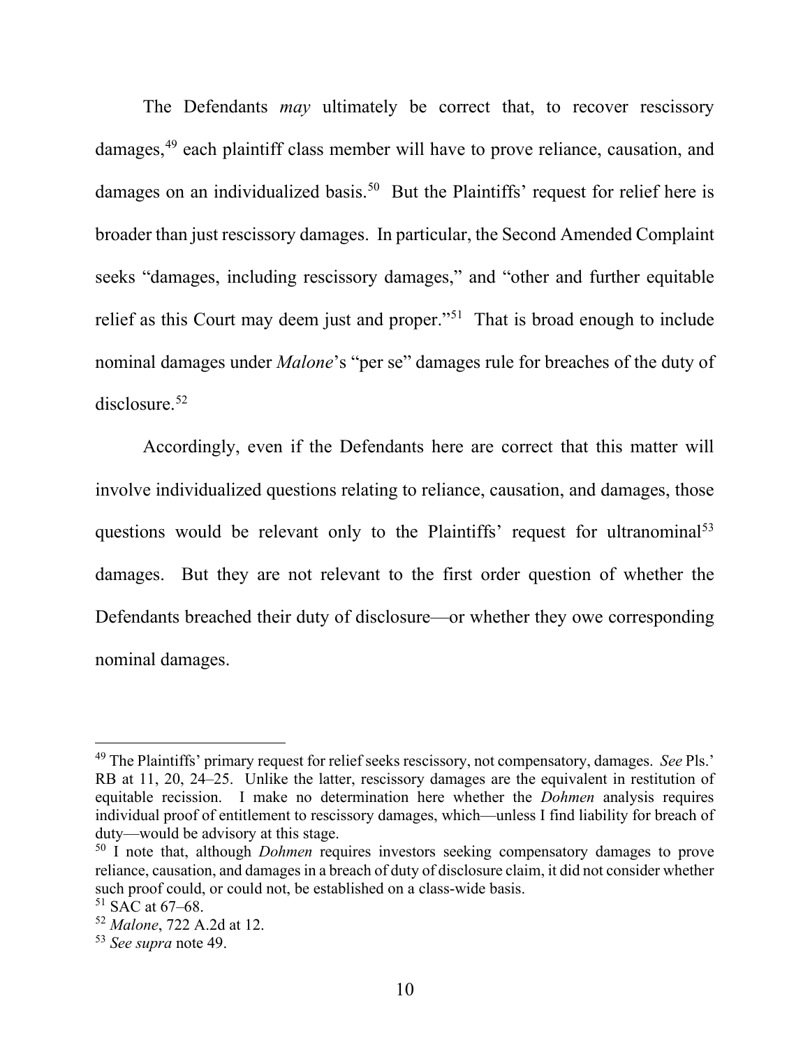The Defendants *may* ultimately be correct that, to recover rescissory damages,[49] each plaintiff class member will have to prove reliance, causation, and damages on an individualized basis.[50] But the Plaintiffs' request for relief here is broader than just rescissory damages. In particular, the Second Amended Complaint seeks "damages, including rescissory damages," and "other and further equitable relief as this Court may deem just and proper."[51] That is broad enough to include nominal damages under *Malone*'s "per se" damages rule for breaches of the duty of disclosure.[52]

Accordingly, even if the Defendants here are correct that this matter will involve individualized questions relating to reliance, causation, and damages, those questions would be relevant only to the Plaintiffs' request for ultranominal[53] damages. But they are not relevant to the first order question of whether the Defendants breached their duty of disclosure—or whether they owe corresponding nominal damages.

---

[49] The Plaintiffs' primary request for relief seeks rescissory, not compensatory, damages. *See* Pls.' RB at 11, 20, 24–25. Unlike the latter, rescissory damages are the equivalent in restitution of equitable recission. I make no determination here whether the *Dohmen* analysis requires individual proof of entitlement to rescissory damages, which—unless I find liability for breach of duty—would be advisory at this stage.

[50] I note that, although *Dohmen* requires investors seeking compensatory damages to prove reliance, causation, and damages in a breach of duty of disclosure claim, it did not consider whether such proof could, or could not, be established on a class-wide basis.

[51] SAC at 67–68.

[52] *Malone*, 722 A.2d at 12.

[53] *See supra* note 49.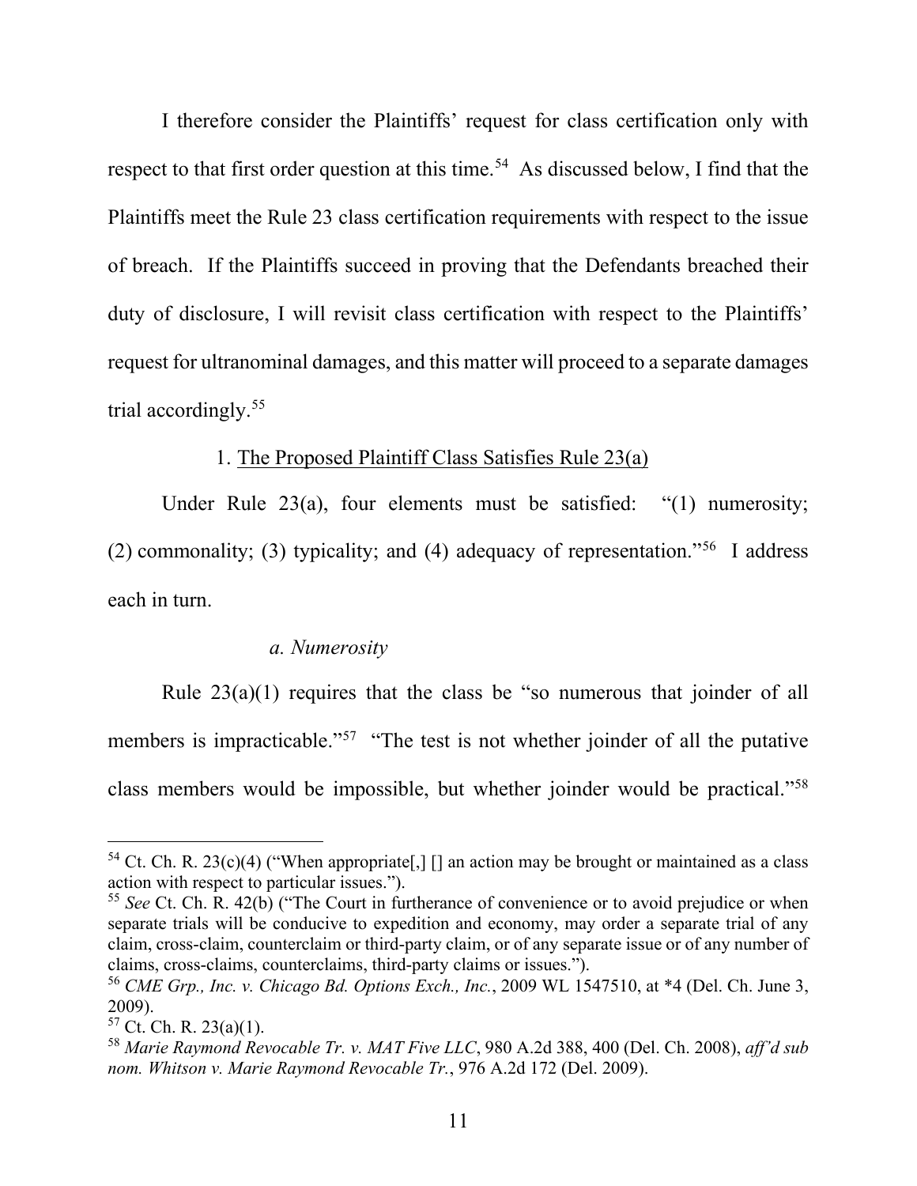I therefore consider the Plaintiffs' request for class certification only with respect to that first order question at this time.[54] As discussed below, I find that the Plaintiffs meet the Rule 23 class certification requirements with respect to the issue of breach. If the Plaintiffs succeed in proving that the Defendants breached their duty of disclosure, I will revisit class certification with respect to the Plaintiffs' request for ultranominal damages, and this matter will proceed to a separate damages trial accordingly.[55]

1. <u>The Proposed Plaintiff Class Satisfies Rule 23(a)</u>

Under Rule 23(a), four elements must be satisfied: "(1) numerosity; (2) commonality; (3) typicality; and (4) adequacy of representation."[56] I address each in turn.

*a. Numerosity*

Rule 23(a)(1) requires that the class be "so numerous that joinder of all members is impracticable."[57] "The test is not whether joinder of all the putative class members would be impossible, but whether joinder would be practical."[58]

---

[54] Ct. Ch. R. 23(c)(4) ("When appropriate[,] [] an action may be brought or maintained as a class action with respect to particular issues.").

[55] *See* Ct. Ch. R. 42(b) ("The Court in furtherance of convenience or to avoid prejudice or when separate trials will be conducive to expedition and economy, may order a separate trial of any claim, cross-claim, counterclaim or third-party claim, or of any separate issue or of any number of claims, cross-claims, counterclaims, third-party claims or issues.").

[56] *CME Grp., Inc. v. Chicago Bd. Options Exch., Inc.*, 2009 WL 1547510, at *4 (Del. Ch. June 3, 2009).

[57] Ct. Ch. R. 23(a)(1).

[58] *Marie Raymond Revocable Tr. v. MAT Five LLC*, 980 A.2d 388, 400 (Del. Ch. 2008), *aff'd sub nom. Whitson v. Marie Raymond Revocable Tr.*, 976 A.2d 172 (Del. 2009).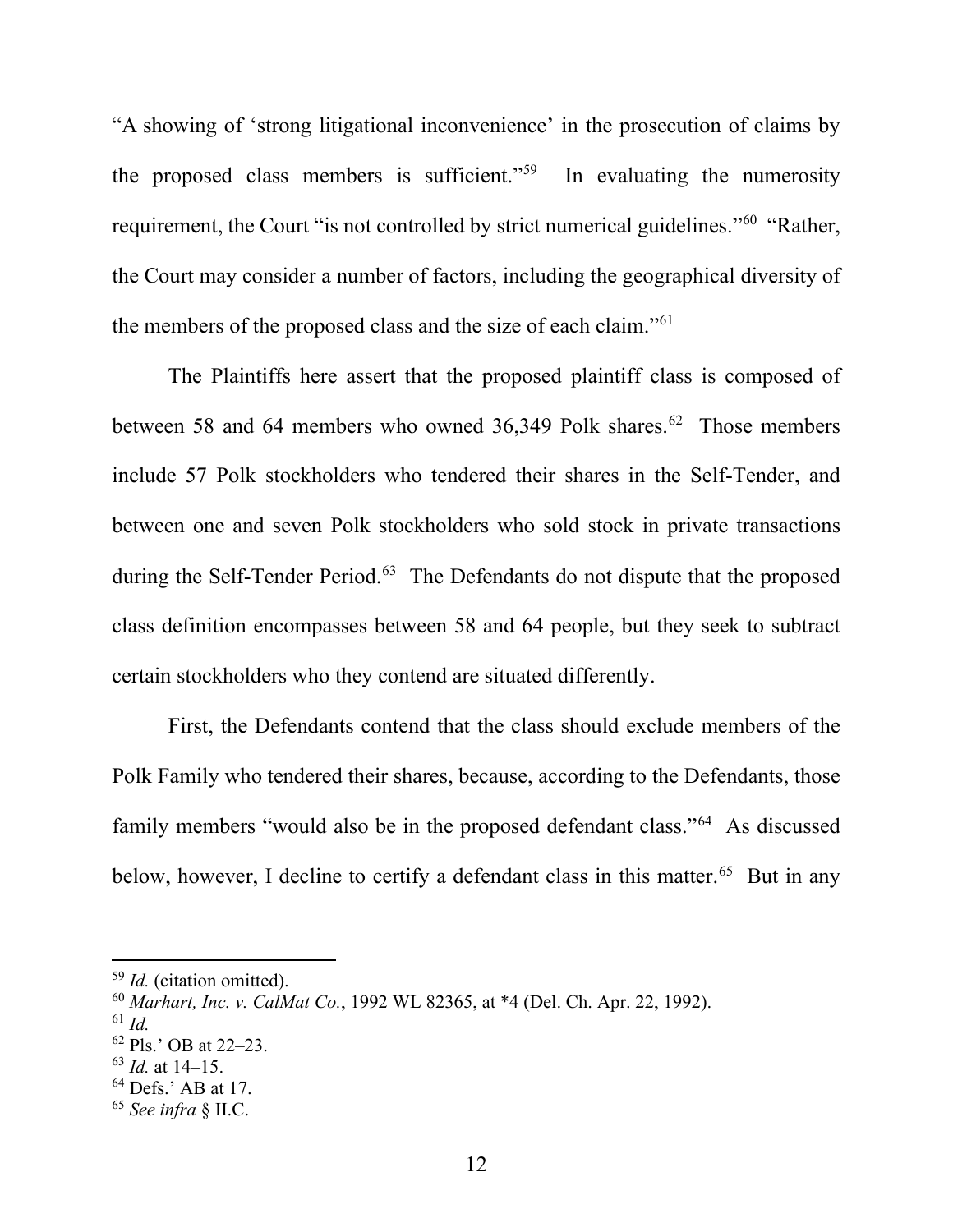"A showing of 'strong litigational inconvenience' in the prosecution of claims by the proposed class members is sufficient."[59] In evaluating the numerosity requirement, the Court "is not controlled by strict numerical guidelines."[60] "Rather, the Court may consider a number of factors, including the geographical diversity of the members of the proposed class and the size of each claim."[61]

The Plaintiffs here assert that the proposed plaintiff class is composed of between 58 and 64 members who owned 36,349 Polk shares.[62] Those members include 57 Polk stockholders who tendered their shares in the Self-Tender, and between one and seven Polk stockholders who sold stock in private transactions during the Self-Tender Period.[63] The Defendants do not dispute that the proposed class definition encompasses between 58 and 64 people, but they seek to subtract certain stockholders who they contend are situated differently.

First, the Defendants contend that the class should exclude members of the Polk Family who tendered their shares, because, according to the Defendants, those family members "would also be in the proposed defendant class."[64] As discussed below, however, I decline to certify a defendant class in this matter.[65] But in any

---

[59] *Id.* (citation omitted).

[60] *Marhart, Inc. v. CalMat Co.*, 1992 WL 82365, at *4 (Del. Ch. Apr. 22, 1992).

[61] *Id.*

[62] Pls.' OB at 22–23.

[63] *Id.* at 14–15.

[64] Defs.' AB at 17.

[65] *See infra* § II.C.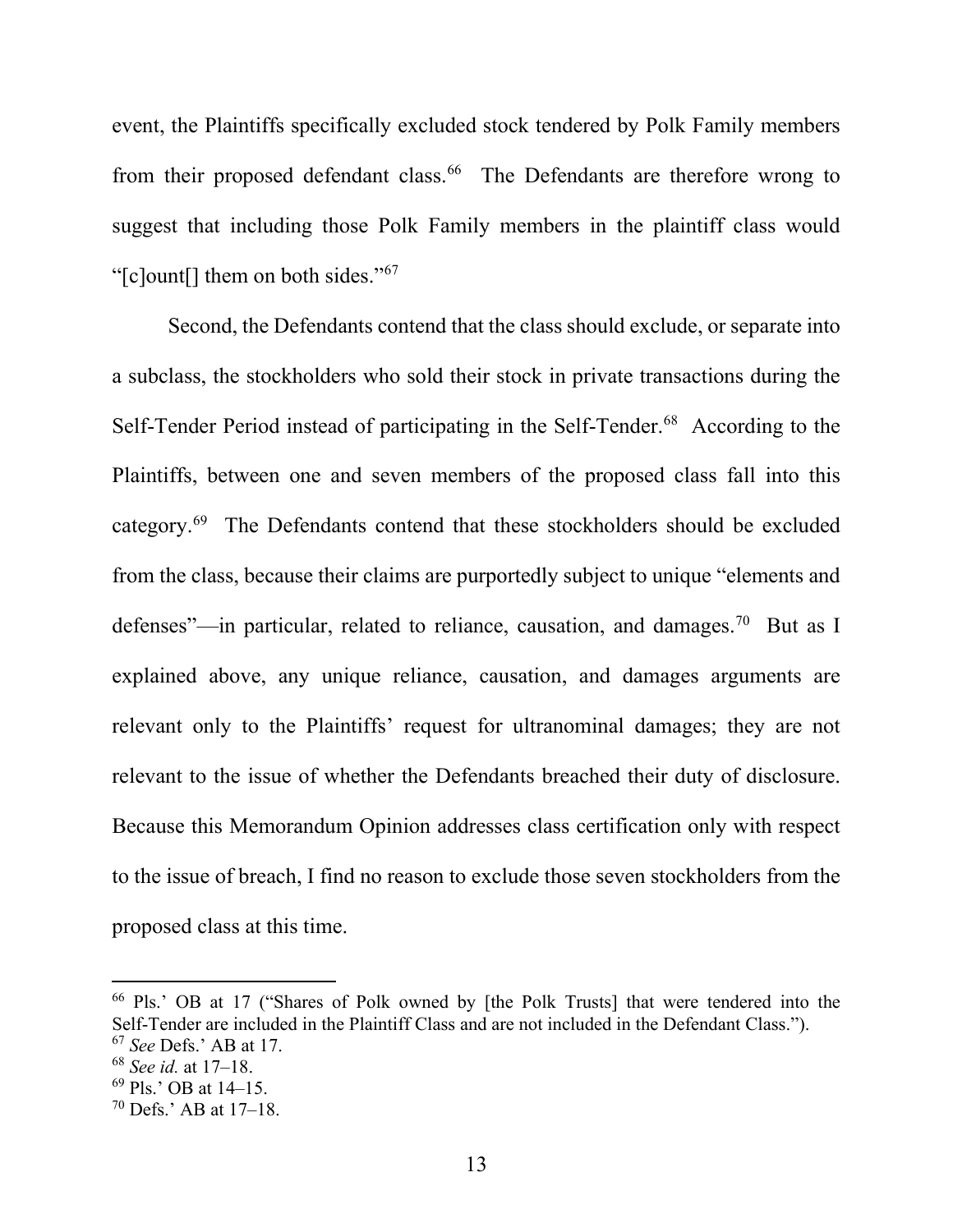event, the Plaintiffs specifically excluded stock tendered by Polk Family members from their proposed defendant class.[66] The Defendants are therefore wrong to suggest that including those Polk Family members in the plaintiff class would "[c]ount[] them on both sides."[67]

Second, the Defendants contend that the class should exclude, or separate into a subclass, the stockholders who sold their stock in private transactions during the Self-Tender Period instead of participating in the Self-Tender.[68] According to the Plaintiffs, between one and seven members of the proposed class fall into this category.[69] The Defendants contend that these stockholders should be excluded from the class, because their claims are purportedly subject to unique "elements and defenses"—in particular, related to reliance, causation, and damages.[70] But as I explained above, any unique reliance, causation, and damages arguments are relevant only to the Plaintiffs' request for ultranominal damages; they are not relevant to the issue of whether the Defendants breached their duty of disclosure. Because this Memorandum Opinion addresses class certification only with respect to the issue of breach, I find no reason to exclude those seven stockholders from the proposed class at this time.

---

[66] Pls.' OB at 17 ("Shares of Polk owned by [the Polk Trusts] that were tendered into the Self-Tender are included in the Plaintiff Class and are not included in the Defendant Class.").
[67] *See* Defs.' AB at 17.
[68] *See id.* at 17–18.
[69] Pls.' OB at 14–15.
[70] Defs.' AB at 17–18.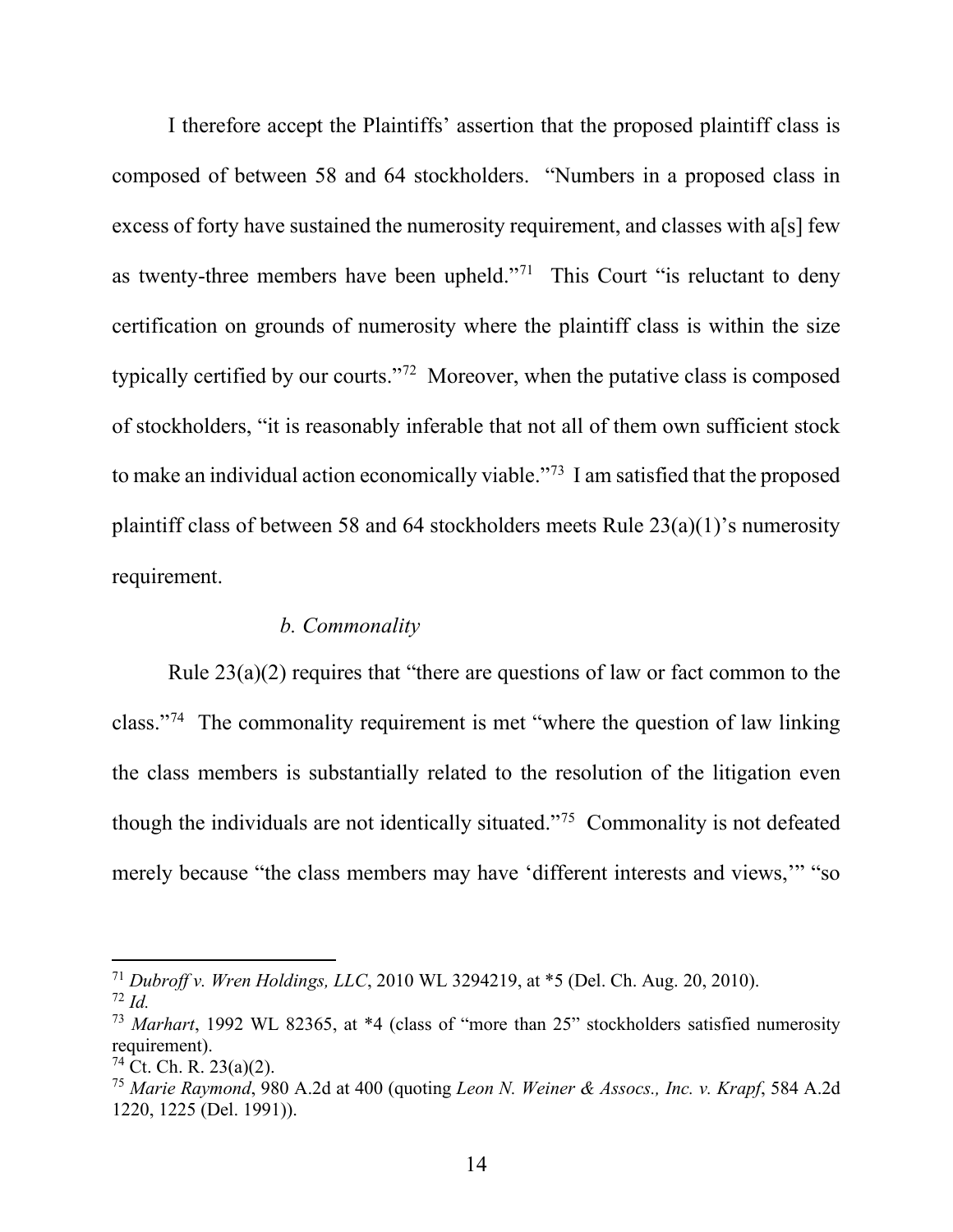I therefore accept the Plaintiffs' assertion that the proposed plaintiff class is composed of between 58 and 64 stockholders. "Numbers in a proposed class in excess of forty have sustained the numerosity requirement, and classes with a[s] few as twenty-three members have been upheld."[71] This Court "is reluctant to deny certification on grounds of numerosity where the plaintiff class is within the size typically certified by our courts."[72] Moreover, when the putative class is composed of stockholders, "it is reasonably inferable that not all of them own sufficient stock to make an individual action economically viable."[73] I am satisfied that the proposed plaintiff class of between 58 and 64 stockholders meets Rule 23(a)(1)'s numerosity requirement.

*b. Commonality*

Rule 23(a)(2) requires that "there are questions of law or fact common to the class."[74] The commonality requirement is met "where the question of law linking the class members is substantially related to the resolution of the litigation even though the individuals are not identically situated."[75] Commonality is not defeated merely because "the class members may have 'different interests and views,'" "so

---

[71] *Dubroff v. Wren Holdings, LLC*, 2010 WL 3294219, at *5 (Del. Ch. Aug. 20, 2010).

[72] *Id.*

[73] *Marhart*, 1992 WL 82365, at *4 (class of "more than 25" stockholders satisfied numerosity requirement).

[74] Ct. Ch. R. 23(a)(2).

[75] *Marie Raymond*, 980 A.2d at 400 (quoting *Leon N. Weiner & Assocs., Inc. v. Krapf*, 584 A.2d 1220, 1225 (Del. 1991)).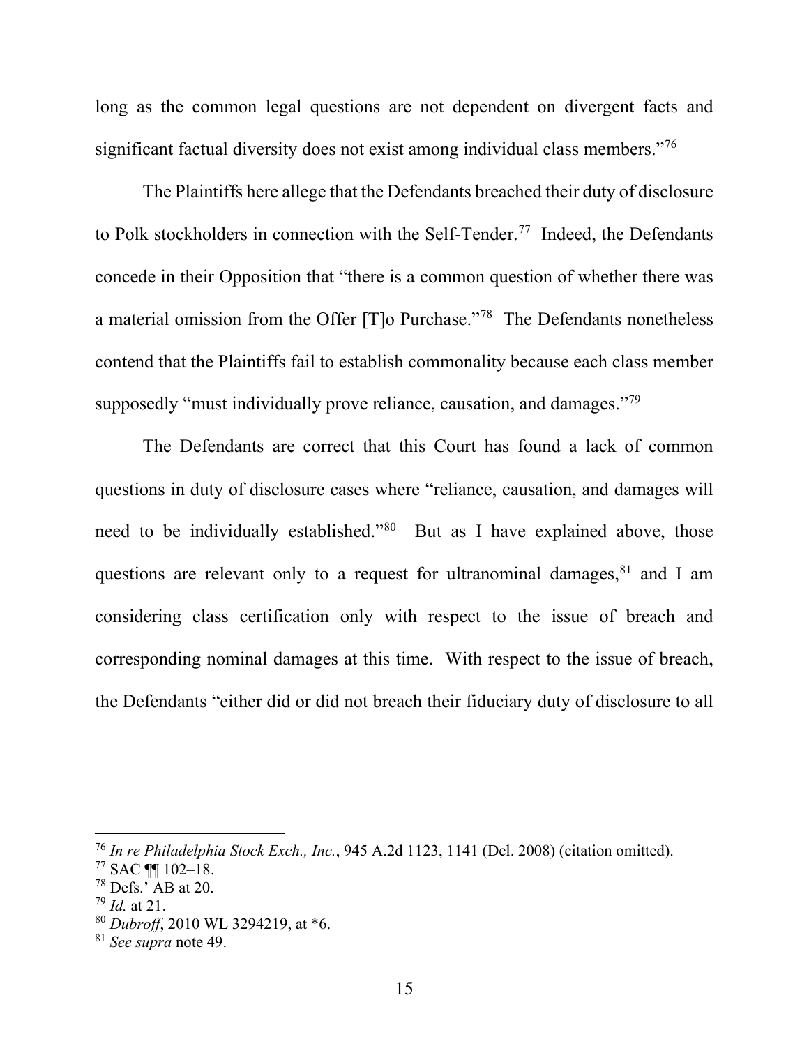long as the common legal questions are not dependent on divergent facts and significant factual diversity does not exist among individual class members."[76]

The Plaintiffs here allege that the Defendants breached their duty of disclosure to Polk stockholders in connection with the Self-Tender.[77] Indeed, the Defendants concede in their Opposition that "there is a common question of whether there was a material omission from the Offer [T]o Purchase."[78] The Defendants nonetheless contend that the Plaintiffs fail to establish commonality because each class member supposedly "must individually prove reliance, causation, and damages."[79]

The Defendants are correct that this Court has found a lack of common questions in duty of disclosure cases where "reliance, causation, and damages will need to be individually established."[80] But as I have explained above, those questions are relevant only to a request for ultranominal damages,[81] and I am considering class certification only with respect to the issue of breach and corresponding nominal damages at this time. With respect to the issue of breach, the Defendants "either did or did not breach their fiduciary duty of disclosure to all

---

[76] *In re Philadelphia Stock Exch., Inc.*, 945 A.2d 1123, 1141 (Del. 2008) (citation omitted).

[77] SAC ¶¶ 102–18.

[78] Defs.' AB at 20.

[79] *Id.* at 21.

[80] *Dubroff*, 2010 WL 3294219, at *6.

[81] *See supra* note 49.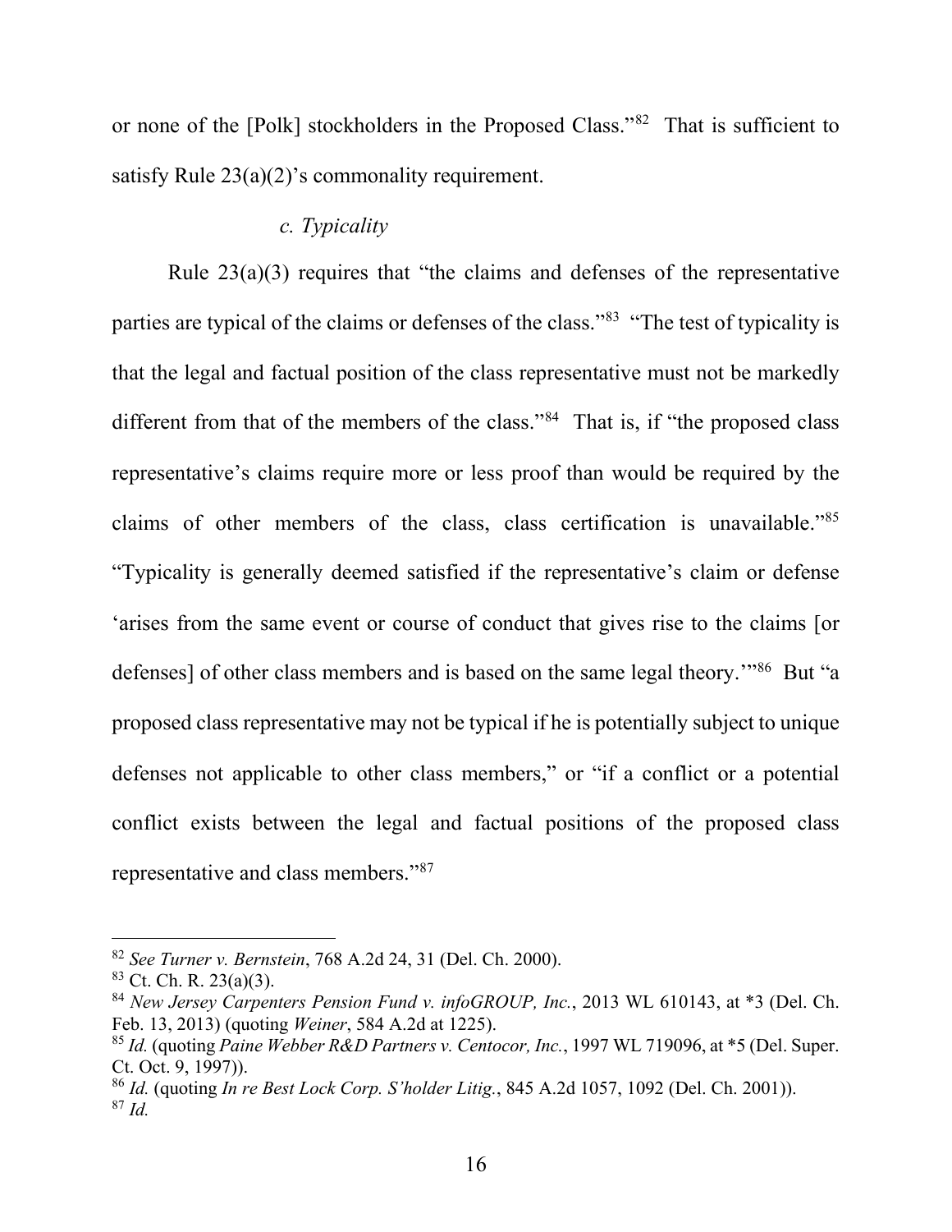or none of the [Polk] stockholders in the Proposed Class."[82] That is sufficient to satisfy Rule 23(a)(2)'s commonality requirement.

*c. Typicality*

Rule 23(a)(3) requires that "the claims and defenses of the representative parties are typical of the claims or defenses of the class."[83] "The test of typicality is that the legal and factual position of the class representative must not be markedly different from that of the members of the class."[84] That is, if "the proposed class representative's claims require more or less proof than would be required by the claims of other members of the class, class certification is unavailable."[85] "Typicality is generally deemed satisfied if the representative's claim or defense 'arises from the same event or course of conduct that gives rise to the claims [or defenses] of other class members and is based on the same legal theory.'"[86] But "a proposed class representative may not be typical if he is potentially subject to unique defenses not applicable to other class members," or "if a conflict or a potential conflict exists between the legal and factual positions of the proposed class representative and class members."[87]

---

[82] *See Turner v. Bernstein*, 768 A.2d 24, 31 (Del. Ch. 2000).

[83] Ct. Ch. R. 23(a)(3).

[84] *New Jersey Carpenters Pension Fund v. infoGROUP, Inc.*, 2013 WL 610143, at *3 (Del. Ch. Feb. 13, 2013) (quoting *Weiner*, 584 A.2d at 1225).

[85] *Id.* (quoting *Paine Webber R&D Partners v. Centocor, Inc.*, 1997 WL 719096, at *5 (Del. Super. Ct. Oct. 9, 1997)).

[86] *Id.* (quoting *In re Best Lock Corp. S'holder Litig.*, 845 A.2d 1057, 1092 (Del. Ch. 2001)).

[87] *Id.*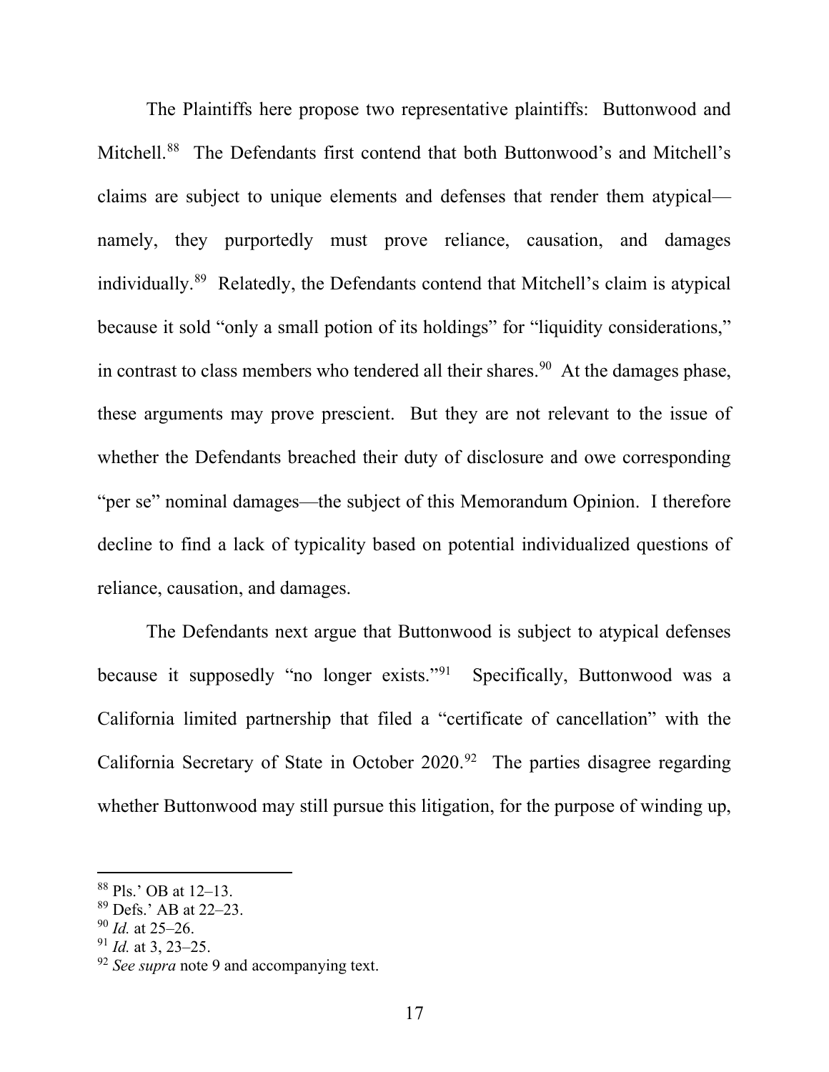The Plaintiffs here propose two representative plaintiffs: Buttonwood and Mitchell.[88] The Defendants first contend that both Buttonwood's and Mitchell's claims are subject to unique elements and defenses that render them atypical—namely, they purportedly must prove reliance, causation, and damages individually.[89] Relatedly, the Defendants contend that Mitchell's claim is atypical because it sold "only a small potion of its holdings" for "liquidity considerations," in contrast to class members who tendered all their shares.[90] At the damages phase, these arguments may prove prescient. But they are not relevant to the issue of whether the Defendants breached their duty of disclosure and owe corresponding "per se" nominal damages—the subject of this Memorandum Opinion. I therefore decline to find a lack of typicality based on potential individualized questions of reliance, causation, and damages.

The Defendants next argue that Buttonwood is subject to atypical defenses because it supposedly "no longer exists."[91] Specifically, Buttonwood was a California limited partnership that filed a "certificate of cancellation" with the California Secretary of State in October 2020.[92] The parties disagree regarding whether Buttonwood may still pursue this litigation, for the purpose of winding up,

---

[88] Pls.' OB at 12–13.

[89] Defs.' AB at 22–23.

[90] *Id.* at 25–26.

[91] *Id.* at 3, 23–25.

[92] *See supra* note 9 and accompanying text.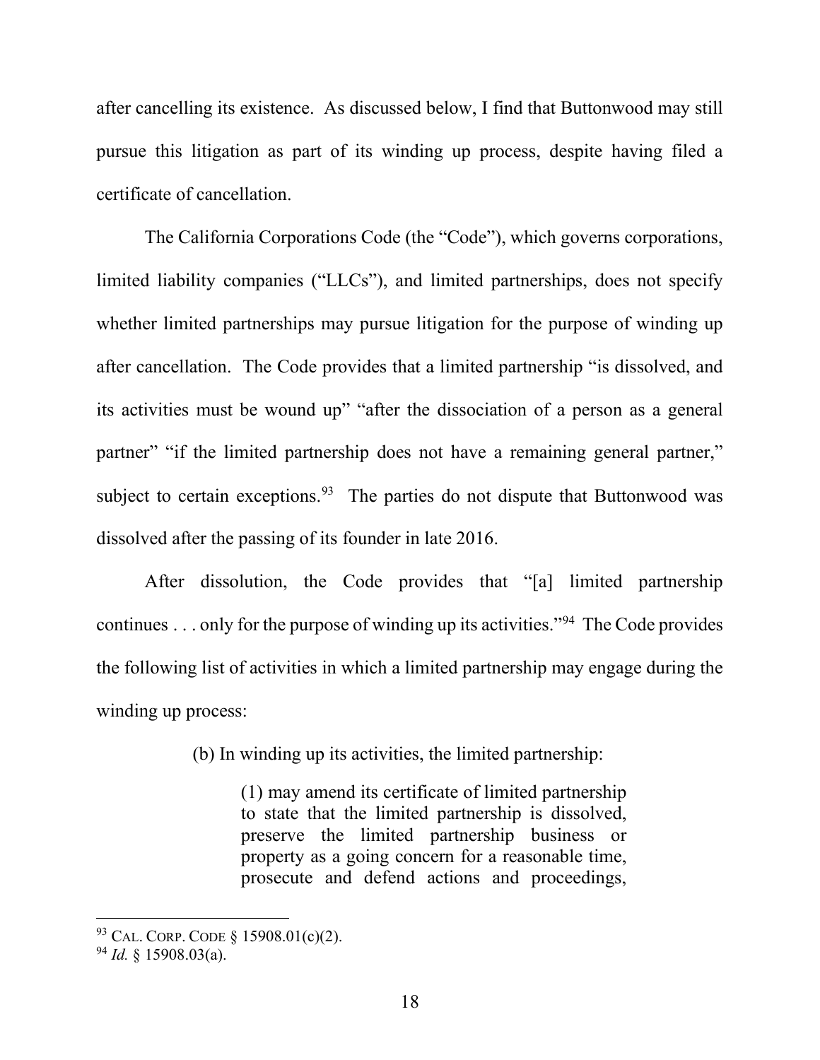after cancelling its existence. As discussed below, I find that Buttonwood may still pursue this litigation as part of its winding up process, despite having filed a certificate of cancellation.

The California Corporations Code (the "Code"), which governs corporations, limited liability companies ("LLCs"), and limited partnerships, does not specify whether limited partnerships may pursue litigation for the purpose of winding up after cancellation. The Code provides that a limited partnership "is dissolved, and its activities must be wound up" "after the dissociation of a person as a general partner" "if the limited partnership does not have a remaining general partner," subject to certain exceptions.[93] The parties do not dispute that Buttonwood was dissolved after the passing of its founder in late 2016.

After dissolution, the Code provides that "[a] limited partnership continues . . . only for the purpose of winding up its activities."[94] The Code provides the following list of activities in which a limited partnership may engage during the winding up process:

> (b) In winding up its activities, the limited partnership:
>
> > (1) may amend its certificate of limited partnership to state that the limited partnership is dissolved, preserve the limited partnership business or property as a going concern for a reasonable time, prosecute and defend actions and proceedings,

---

[93] Cal. Corp. Code § 15908.01(c)(2).

[94] *Id.* § 15908.03(a).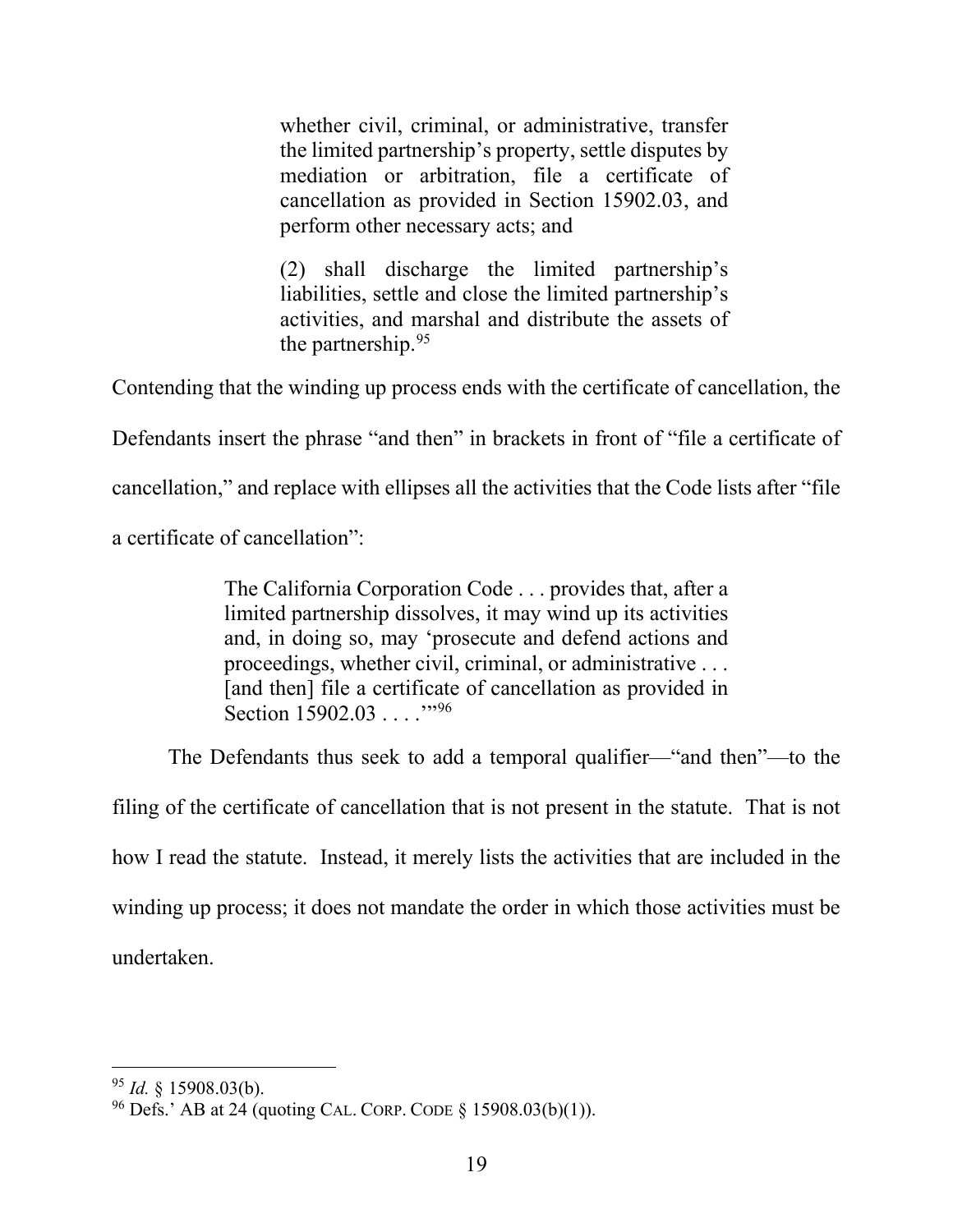> whether civil, criminal, or administrative, transfer the limited partnership's property, settle disputes by mediation or arbitration, file a certificate of cancellation as provided in Section 15902.03, and perform other necessary acts; and
>
> (2) shall discharge the limited partnership's liabilities, settle and close the limited partnership's activities, and marshal and distribute the assets of the partnership.[95]

Contending that the winding up process ends with the certificate of cancellation, the Defendants insert the phrase "and then" in brackets in front of "file a certificate of cancellation," and replace with ellipses all the activities that the Code lists after "file a certificate of cancellation":

> The California Corporation Code . . . provides that, after a limited partnership dissolves, it may wind up its activities and, in doing so, may 'prosecute and defend actions and proceedings, whether civil, criminal, or administrative . . . [and then] file a certificate of cancellation as provided in Section 15902.03 . . . .'"[96]

The Defendants thus seek to add a temporal qualifier—"and then"—to the filing of the certificate of cancellation that is not present in the statute. That is not how I read the statute. Instead, it merely lists the activities that are included in the winding up process; it does not mandate the order in which those activities must be undertaken.

---

[95] *Id.* § 15908.03(b).

[96] Defs.' AB at 24 (quoting CAL. CORP. CODE § 15908.03(b)(1)).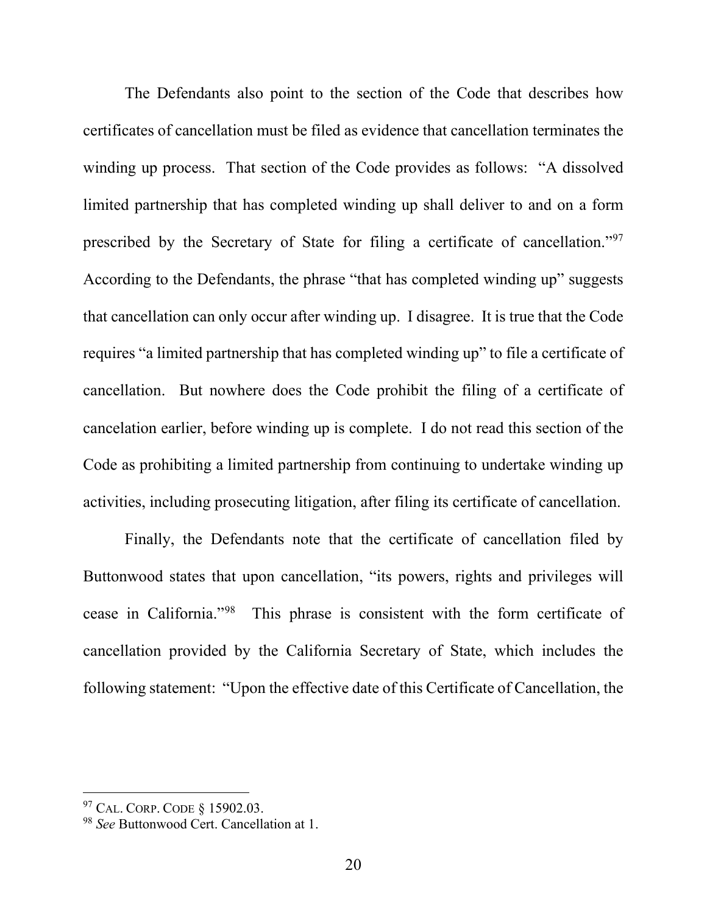The Defendants also point to the section of the Code that describes how certificates of cancellation must be filed as evidence that cancellation terminates the winding up process. That section of the Code provides as follows: "A dissolved limited partnership that has completed winding up shall deliver to and on a form prescribed by the Secretary of State for filing a certificate of cancellation."[97] According to the Defendants, the phrase "that has completed winding up" suggests that cancellation can only occur after winding up. I disagree. It is true that the Code requires "a limited partnership that has completed winding up" to file a certificate of cancellation. But nowhere does the Code prohibit the filing of a certificate of cancelation earlier, before winding up is complete. I do not read this section of the Code as prohibiting a limited partnership from continuing to undertake winding up activities, including prosecuting litigation, after filing its certificate of cancellation.

Finally, the Defendants note that the certificate of cancellation filed by Buttonwood states that upon cancellation, "its powers, rights and privileges will cease in California."[98] This phrase is consistent with the form certificate of cancellation provided by the California Secretary of State, which includes the following statement: "Upon the effective date of this Certificate of Cancellation, the

---

[97] CAL. CORP. CODE § 15902.03.

[98] *See* Buttonwood Cert. Cancellation at 1.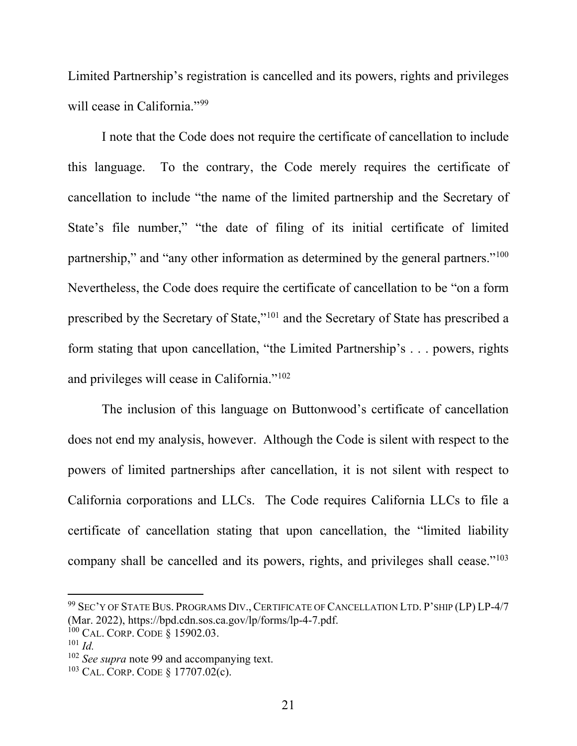Limited Partnership's registration is cancelled and its powers, rights and privileges will cease in California."[99]

I note that the Code does not require the certificate of cancellation to include this language. To the contrary, the Code merely requires the certificate of cancellation to include "the name of the limited partnership and the Secretary of State's file number," "the date of filing of its initial certificate of limited partnership," and "any other information as determined by the general partners."[100] Nevertheless, the Code does require the certificate of cancellation to be "on a form prescribed by the Secretary of State,"[101] and the Secretary of State has prescribed a form stating that upon cancellation, "the Limited Partnership's . . . powers, rights and privileges will cease in California."[102]

The inclusion of this language on Buttonwood's certificate of cancellation does not end my analysis, however. Although the Code is silent with respect to the powers of limited partnerships after cancellation, it is not silent with respect to California corporations and LLCs. The Code requires California LLCs to file a certificate of cancellation stating that upon cancellation, the "limited liability company shall be cancelled and its powers, rights, and privileges shall cease."[103]

---

[99] SEC'Y OF STATE BUS. PROGRAMS DIV., CERTIFICATE OF CANCELLATION LTD. P'SHIP (LP) LP-4/7 (Mar. 2022), https://bpd.cdn.sos.ca.gov/lp/forms/lp-4-7.pdf.

[100] CAL. CORP. CODE § 15902.03.

[101] *Id.*

[102] *See supra* note 99 and accompanying text.

[103] CAL. CORP. CODE § 17707.02(c).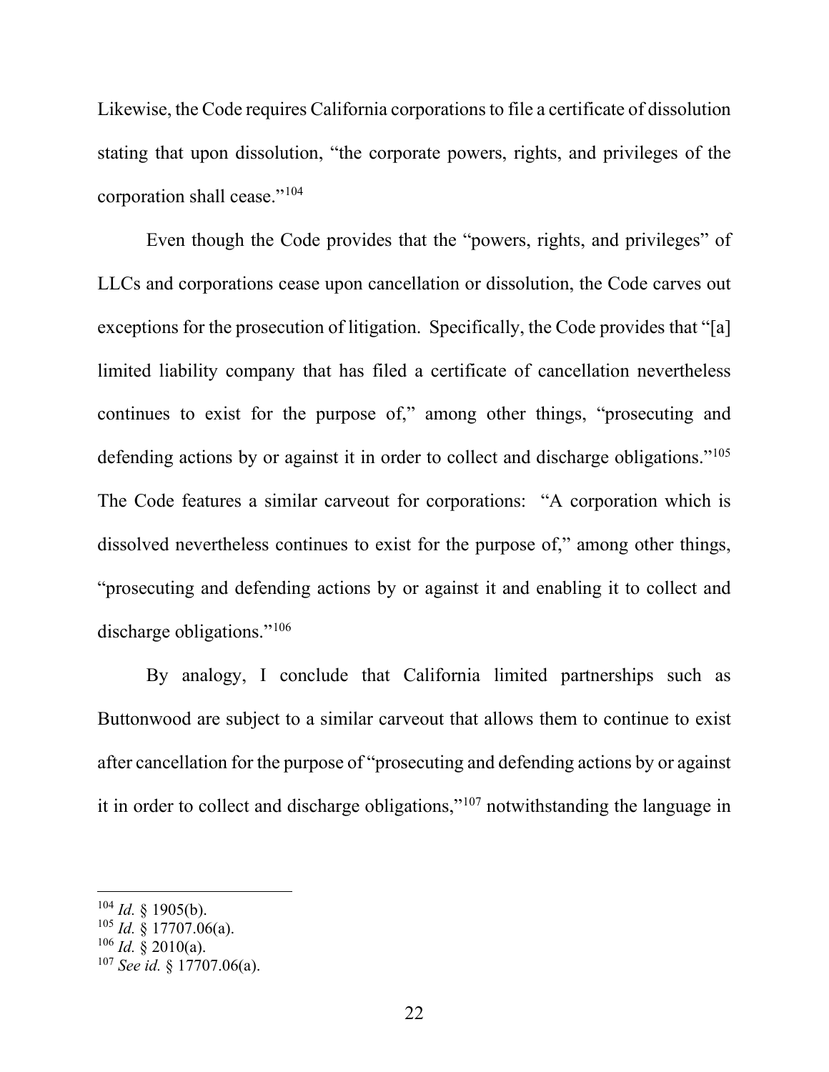Likewise, the Code requires California corporations to file a certificate of dissolution stating that upon dissolution, "the corporate powers, rights, and privileges of the corporation shall cease."[104]

Even though the Code provides that the "powers, rights, and privileges" of LLCs and corporations cease upon cancellation or dissolution, the Code carves out exceptions for the prosecution of litigation. Specifically, the Code provides that "[a] limited liability company that has filed a certificate of cancellation nevertheless continues to exist for the purpose of," among other things, "prosecuting and defending actions by or against it in order to collect and discharge obligations."[105] The Code features a similar carveout for corporations: "A corporation which is dissolved nevertheless continues to exist for the purpose of," among other things, "prosecuting and defending actions by or against it and enabling it to collect and discharge obligations."[106]

By analogy, I conclude that California limited partnerships such as Buttonwood are subject to a similar carveout that allows them to continue to exist after cancellation for the purpose of "prosecuting and defending actions by or against it in order to collect and discharge obligations,"[107] notwithstanding the language in

---

[104] *Id.* § 1905(b).

[105] *Id.* § 17707.06(a).

[106] *Id.* § 2010(a).

[107] *See id.* § 17707.06(a).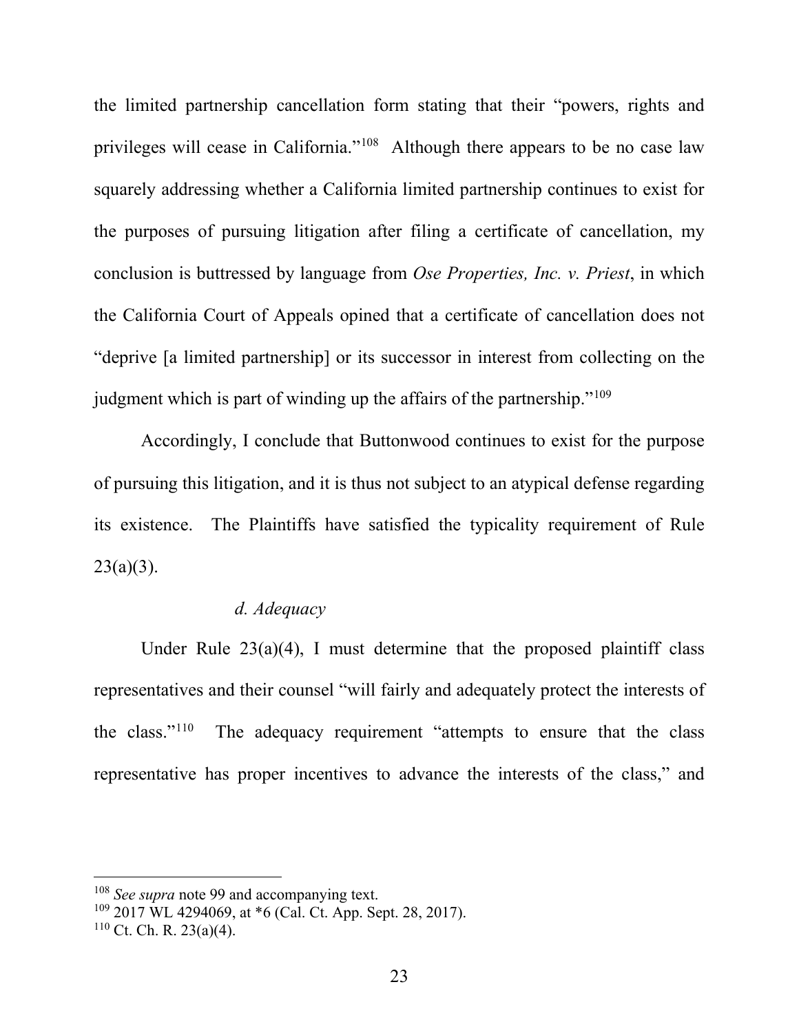the limited partnership cancellation form stating that their "powers, rights and privileges will cease in California."[108] Although there appears to be no case law squarely addressing whether a California limited partnership continues to exist for the purposes of pursuing litigation after filing a certificate of cancellation, my conclusion is buttressed by language from *Ose Properties, Inc. v. Priest*, in which the California Court of Appeals opined that a certificate of cancellation does not "deprive [a limited partnership] or its successor in interest from collecting on the judgment which is part of winding up the affairs of the partnership."[109]

Accordingly, I conclude that Buttonwood continues to exist for the purpose of pursuing this litigation, and it is thus not subject to an atypical defense regarding its existence. The Plaintiffs have satisfied the typicality requirement of Rule 23(a)(3).

*d. Adequacy*

Under Rule 23(a)(4), I must determine that the proposed plaintiff class representatives and their counsel "will fairly and adequately protect the interests of the class."[110] The adequacy requirement "attempts to ensure that the class representative has proper incentives to advance the interests of the class," and

---

[108] *See supra* note 99 and accompanying text.

[109] 2017 WL 4294069, at *6 (Cal. Ct. App. Sept. 28, 2017).

[110] Ct. Ch. R. 23(a)(4).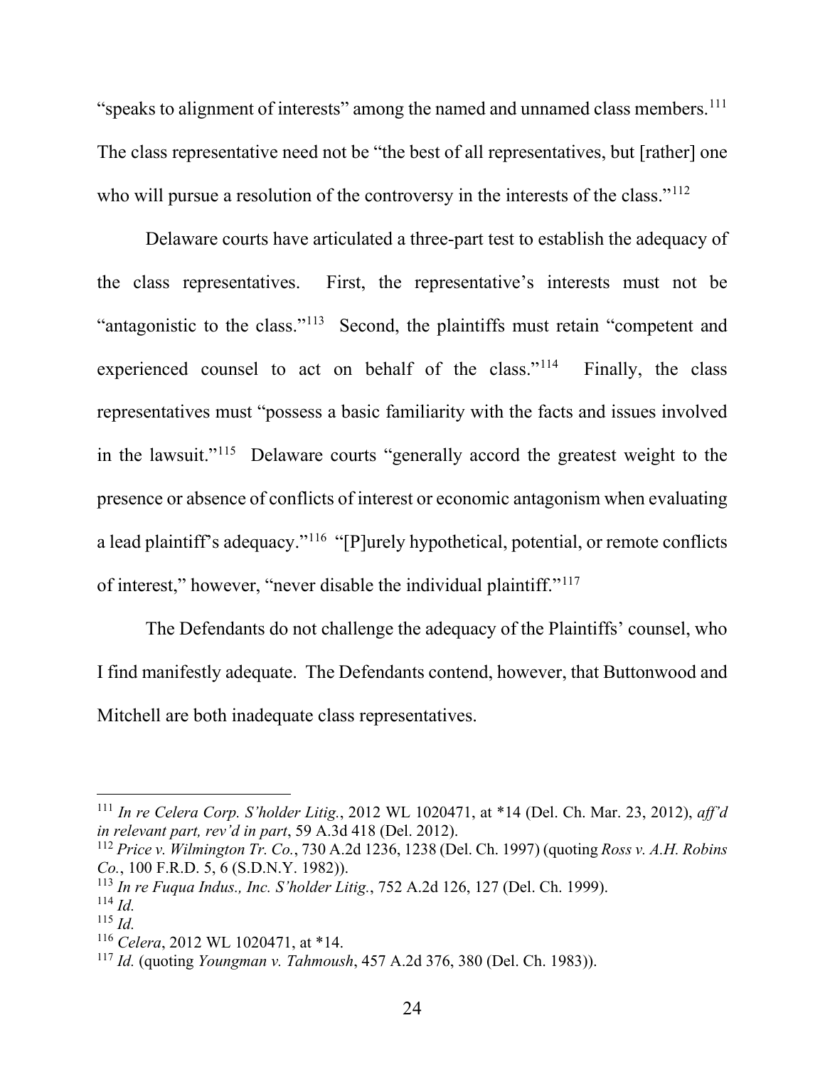"speaks to alignment of interests" among the named and unnamed class members.[111] The class representative need not be "the best of all representatives, but [rather] one who will pursue a resolution of the controversy in the interests of the class."[112]

Delaware courts have articulated a three-part test to establish the adequacy of the class representatives. First, the representative's interests must not be "antagonistic to the class."[113] Second, the plaintiffs must retain "competent and experienced counsel to act on behalf of the class."[114] Finally, the class representatives must "possess a basic familiarity with the facts and issues involved in the lawsuit."[115] Delaware courts "generally accord the greatest weight to the presence or absence of conflicts of interest or economic antagonism when evaluating a lead plaintiff's adequacy."[116] "[P]urely hypothetical, potential, or remote conflicts of interest," however, "never disable the individual plaintiff."[117]

The Defendants do not challenge the adequacy of the Plaintiffs' counsel, who I find manifestly adequate. The Defendants contend, however, that Buttonwood and Mitchell are both inadequate class representatives.

---

[111] *In re Celera Corp. S'holder Litig.*, 2012 WL 1020471, at *14 (Del. Ch. Mar. 23, 2012), *aff'd in relevant part, rev'd in part*, 59 A.3d 418 (Del. 2012).

[112] *Price v. Wilmington Tr. Co.*, 730 A.2d 1236, 1238 (Del. Ch. 1997) (quoting *Ross v. A.H. Robins Co.*, 100 F.R.D. 5, 6 (S.D.N.Y. 1982)).

[113] *In re Fuqua Indus., Inc. S'holder Litig.*, 752 A.2d 126, 127 (Del. Ch. 1999).

[114] *Id.*

[115] *Id.*

[116] *Celera*, 2012 WL 1020471, at *14.

[117] *Id.* (quoting *Youngman v. Tahmoush*, 457 A.2d 376, 380 (Del. Ch. 1983)).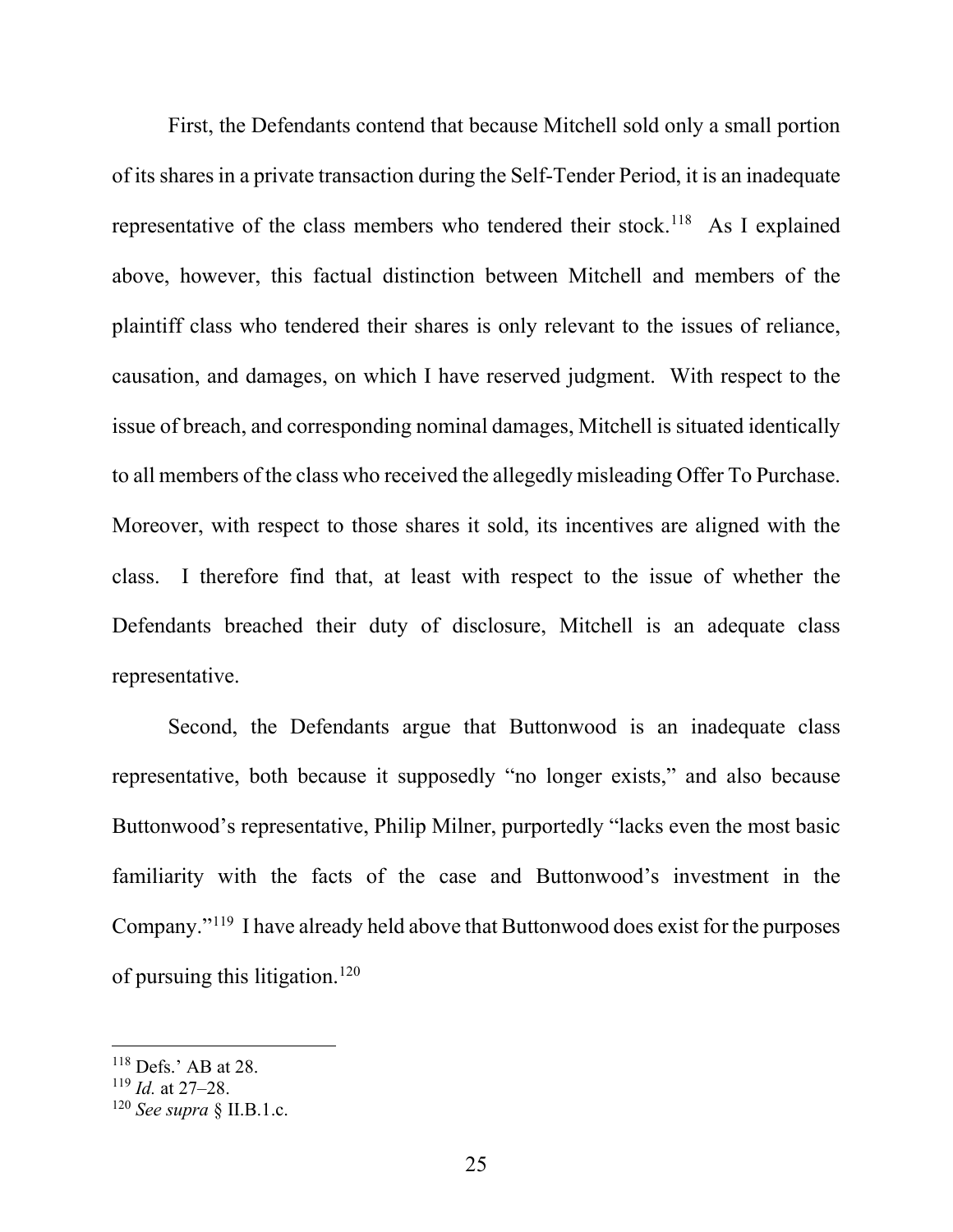First, the Defendants contend that because Mitchell sold only a small portion of its shares in a private transaction during the Self-Tender Period, it is an inadequate representative of the class members who tendered their stock.[118] As I explained above, however, this factual distinction between Mitchell and members of the plaintiff class who tendered their shares is only relevant to the issues of reliance, causation, and damages, on which I have reserved judgment. With respect to the issue of breach, and corresponding nominal damages, Mitchell is situated identically to all members of the class who received the allegedly misleading Offer To Purchase. Moreover, with respect to those shares it sold, its incentives are aligned with the class. I therefore find that, at least with respect to the issue of whether the Defendants breached their duty of disclosure, Mitchell is an adequate class representative.

Second, the Defendants argue that Buttonwood is an inadequate class representative, both because it supposedly "no longer exists," and also because Buttonwood's representative, Philip Milner, purportedly "lacks even the most basic familiarity with the facts of the case and Buttonwood's investment in the Company."[119] I have already held above that Buttonwood does exist for the purposes of pursuing this litigation.[120]

---

[118] Defs.' AB at 28.

[119] *Id.* at 27–28.

[120] *See supra* § II.B.1.c.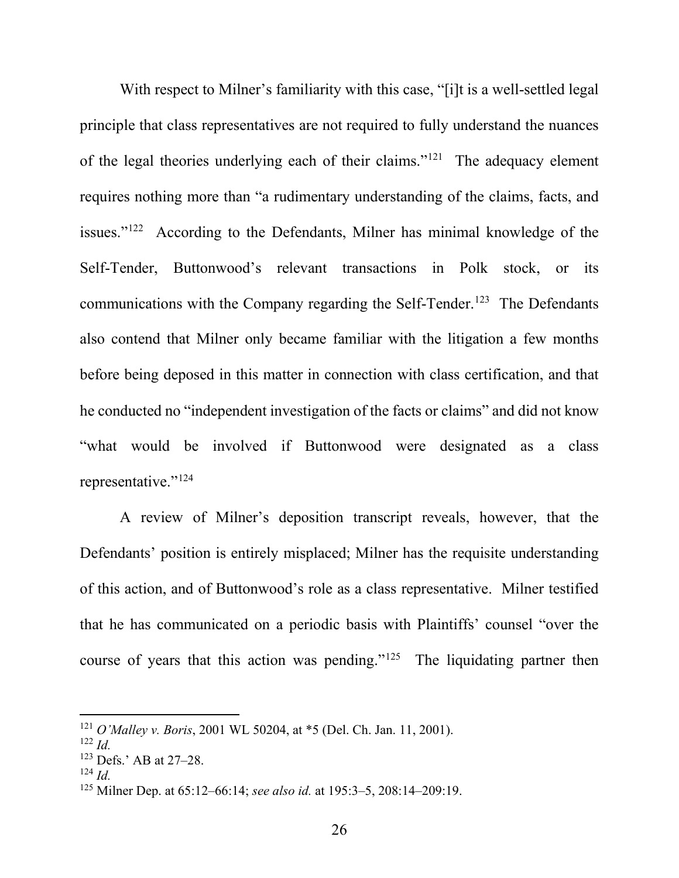With respect to Milner's familiarity with this case, "[i]t is a well-settled legal principle that class representatives are not required to fully understand the nuances of the legal theories underlying each of their claims."[121] The adequacy element requires nothing more than "a rudimentary understanding of the claims, facts, and issues."[122] According to the Defendants, Milner has minimal knowledge of the Self-Tender, Buttonwood's relevant transactions in Polk stock, or its communications with the Company regarding the Self-Tender.[123] The Defendants also contend that Milner only became familiar with the litigation a few months before being deposed in this matter in connection with class certification, and that he conducted no "independent investigation of the facts or claims" and did not know "what would be involved if Buttonwood were designated as a class representative."[124]

A review of Milner's deposition transcript reveals, however, that the Defendants' position is entirely misplaced; Milner has the requisite understanding of this action, and of Buttonwood's role as a class representative. Milner testified that he has communicated on a periodic basis with Plaintiffs' counsel "over the course of years that this action was pending."[125] The liquidating partner then

---

[121] *O'Malley v. Boris*, 2001 WL 50204, at *5 (Del. Ch. Jan. 11, 2001).

[122] *Id.*

[123] Defs.' AB at 27–28.

[124] *Id.*

[125] Milner Dep. at 65:12–66:14; *see also id.* at 195:3–5, 208:14–209:19.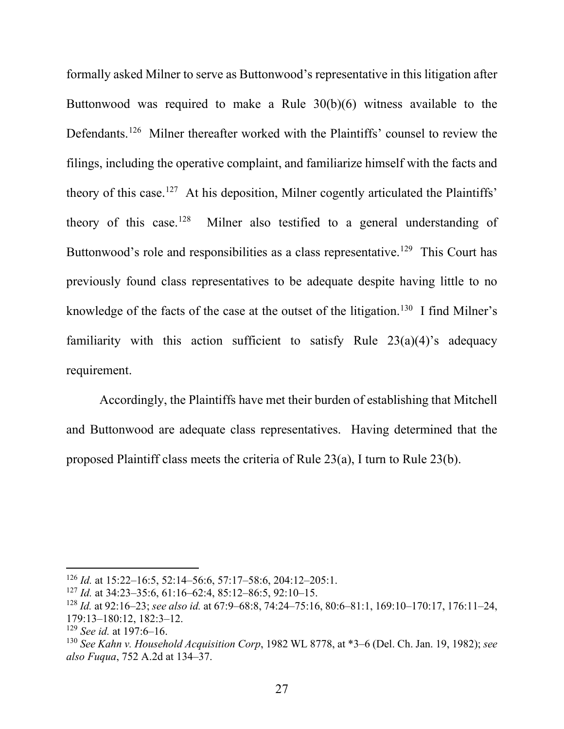formally asked Milner to serve as Buttonwood's representative in this litigation after Buttonwood was required to make a Rule 30(b)(6) witness available to the Defendants.[126] Milner thereafter worked with the Plaintiffs' counsel to review the filings, including the operative complaint, and familiarize himself with the facts and theory of this case.[127] At his deposition, Milner cogently articulated the Plaintiffs' theory of this case.[128] Milner also testified to a general understanding of Buttonwood's role and responsibilities as a class representative.[129] This Court has previously found class representatives to be adequate despite having little to no knowledge of the facts of the case at the outset of the litigation.[130] I find Milner's familiarity with this action sufficient to satisfy Rule 23(a)(4)'s adequacy requirement.

Accordingly, the Plaintiffs have met their burden of establishing that Mitchell and Buttonwood are adequate class representatives. Having determined that the proposed Plaintiff class meets the criteria of Rule 23(a), I turn to Rule 23(b).

---

[126] *Id.* at 15:22–16:5, 52:14–56:6, 57:17–58:6, 204:12–205:1.

[127] *Id.* at 34:23–35:6, 61:16–62:4, 85:12–86:5, 92:10–15.

[128] *Id.* at 92:16–23; *see also id.* at 67:9–68:8, 74:24–75:16, 80:6–81:1, 169:10–170:17, 176:11–24, 179:13–180:12, 182:3–12.

[129] *See id.* at 197:6–16.

[130] *See Kahn v. Household Acquisition Corp*, 1982 WL 8778, at *3–6 (Del. Ch. Jan. 19, 1982); *see also Fuqua*, 752 A.2d at 134–37.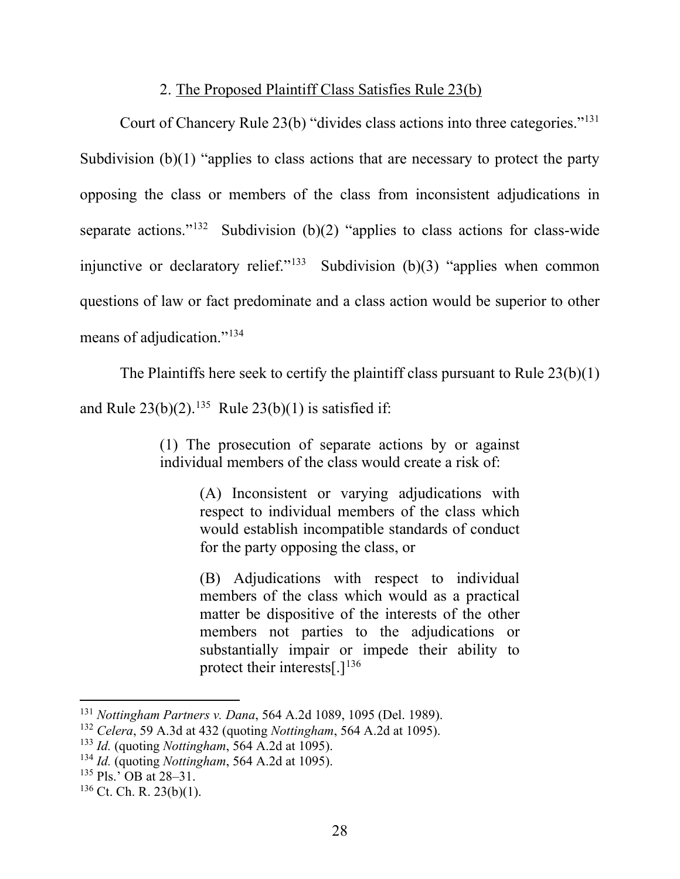2. <u>The Proposed Plaintiff Class Satisfies Rule 23(b)</u>

Court of Chancery Rule 23(b) "divides class actions into three categories."[131] Subdivision (b)(1) "applies to class actions that are necessary to protect the party opposing the class or members of the class from inconsistent adjudications in separate actions."[132] Subdivision (b)(2) "applies to class actions for class-wide injunctive or declaratory relief."[133] Subdivision (b)(3) "applies when common questions of law or fact predominate and a class action would be superior to other means of adjudication."[134]

The Plaintiffs here seek to certify the plaintiff class pursuant to Rule 23(b)(1) and Rule 23(b)(2).[135] Rule 23(b)(1) is satisfied if:

> (1) The prosecution of separate actions by or against individual members of the class would create a risk of:
>
> > (A) Inconsistent or varying adjudications with respect to individual members of the class which would establish incompatible standards of conduct for the party opposing the class, or
> >
> > (B) Adjudications with respect to individual members of the class which would as a practical matter be dispositive of the interests of the other members not parties to the adjudications or substantially impair or impede their ability to protect their interests[.][136]

---

[131] *Nottingham Partners v. Dana*, 564 A.2d 1089, 1095 (Del. 1989).
[132] *Celera*, 59 A.3d at 432 (quoting *Nottingham*, 564 A.2d at 1095).
[133] *Id.* (quoting *Nottingham*, 564 A.2d at 1095).
[134] *Id.* (quoting *Nottingham*, 564 A.2d at 1095).
[135] Pls.' OB at 28–31.
[136] Ct. Ch. R. 23(b)(1).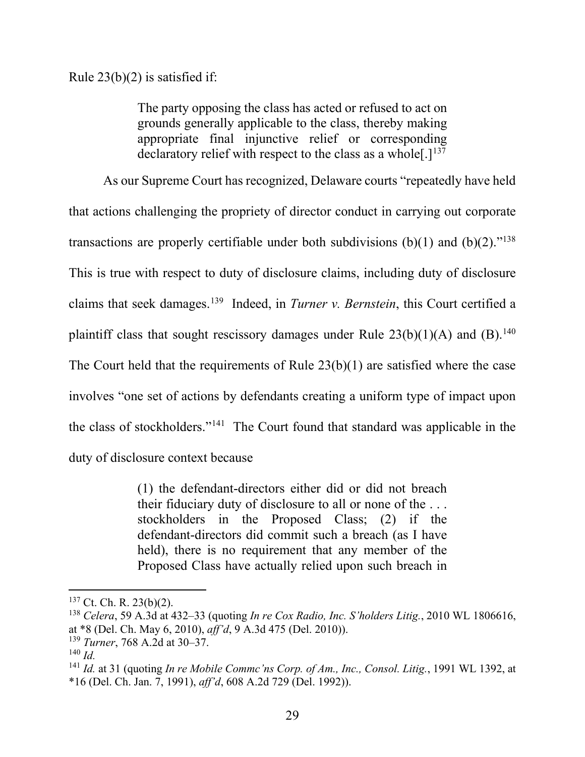Rule 23(b)(2) is satisfied if:

> The party opposing the class has acted or refused to act on grounds generally applicable to the class, thereby making appropriate final injunctive relief or corresponding declaratory relief with respect to the class as a whole[.][137]

As our Supreme Court has recognized, Delaware courts "repeatedly have held that actions challenging the propriety of director conduct in carrying out corporate transactions are properly certifiable under both subdivisions (b)(1) and (b)(2)."[138] This is true with respect to duty of disclosure claims, including duty of disclosure claims that seek damages.[139] Indeed, in *Turner v. Bernstein*, this Court certified a plaintiff class that sought rescissory damages under Rule 23(b)(1)(A) and (B).[140] The Court held that the requirements of Rule 23(b)(1) are satisfied where the case involves "one set of actions by defendants creating a uniform type of impact upon the class of stockholders."[141] The Court found that standard was applicable in the duty of disclosure context because

> (1) the defendant-directors either did or did not breach their fiduciary duty of disclosure to all or none of the . . . stockholders in the Proposed Class; (2) if the defendant-directors did commit such a breach (as I have held), there is no requirement that any member of the Proposed Class have actually relied upon such breach in

---

[137] Ct. Ch. R. 23(b)(2).

[138] *Celera*, 59 A.3d at 432–33 (quoting *In re Cox Radio, Inc. S'holders Litig.*, 2010 WL 1806616, at *8 (Del. Ch. May 6, 2010), *aff'd*, 9 A.3d 475 (Del. 2010)).

[139] *Turner*, 768 A.2d at 30–37.

[140] *Id.*

[141] *Id.* at 31 (quoting *In re Mobile Commc'ns Corp. of Am., Inc., Consol. Litig.*, 1991 WL 1392, at *16 (Del. Ch. Jan. 7, 1991), *aff'd*, 608 A.2d 729 (Del. 1992)).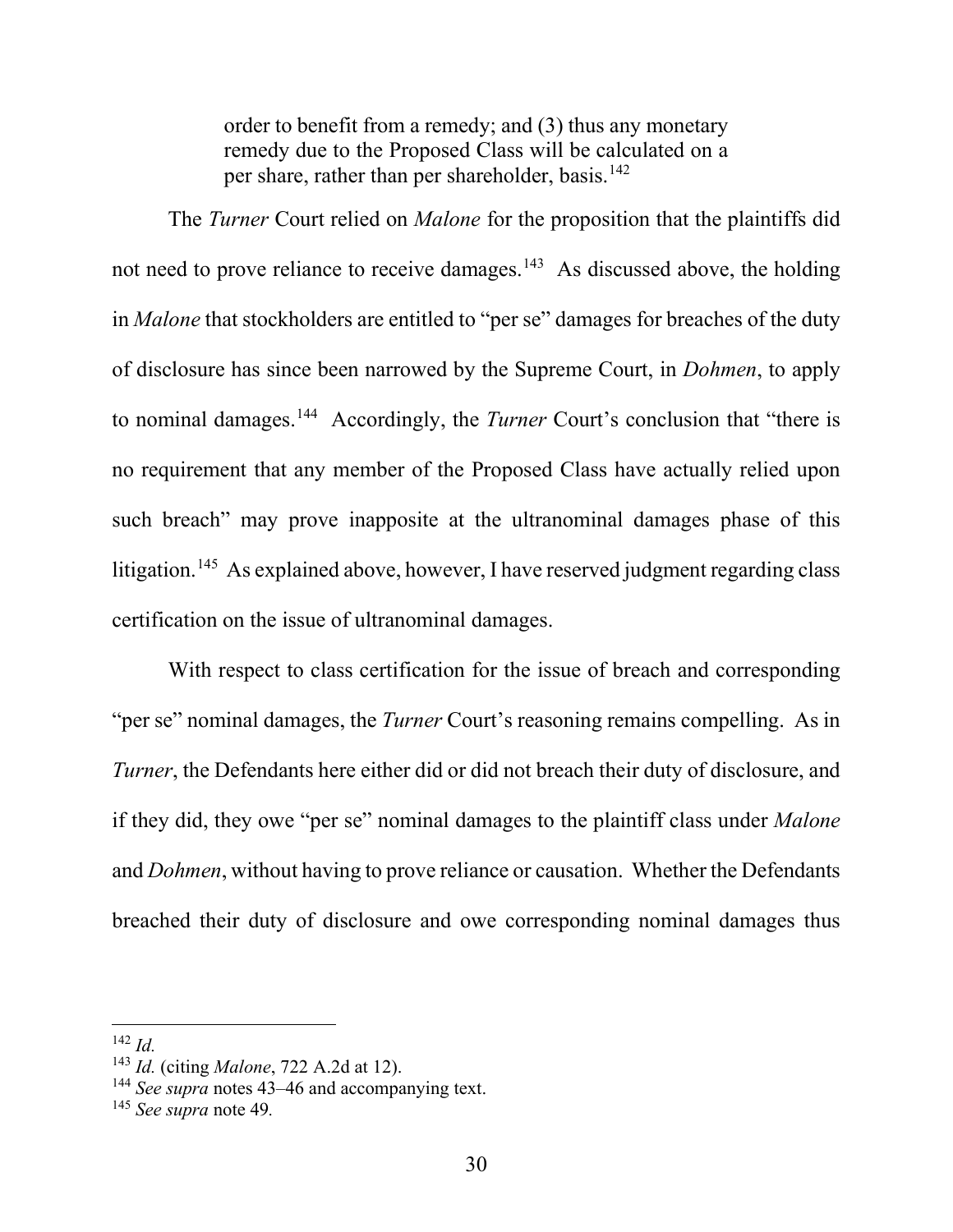order to benefit from a remedy; and (3) thus any monetary remedy due to the Proposed Class will be calculated on a per share, rather than per shareholder, basis.[142]

The *Turner* Court relied on *Malone* for the proposition that the plaintiffs did not need to prove reliance to receive damages.[143] As discussed above, the holding in *Malone* that stockholders are entitled to "per se" damages for breaches of the duty of disclosure has since been narrowed by the Supreme Court, in *Dohmen*, to apply to nominal damages.[144] Accordingly, the *Turner* Court's conclusion that "there is no requirement that any member of the Proposed Class have actually relied upon such breach" may prove inapposite at the ultranominal damages phase of this litigation.[145] As explained above, however, I have reserved judgment regarding class certification on the issue of ultranominal damages.

With respect to class certification for the issue of breach and corresponding "per se" nominal damages, the *Turner* Court's reasoning remains compelling. As in *Turner*, the Defendants here either did or did not breach their duty of disclosure, and if they did, they owe "per se" nominal damages to the plaintiff class under *Malone* and *Dohmen*, without having to prove reliance or causation. Whether the Defendants breached their duty of disclosure and owe corresponding nominal damages thus

---

[142] *Id.*

[143] *Id.* (citing *Malone*, 722 A.2d at 12).

[144] *See supra* notes 43–46 and accompanying text.

[145] *See supra* note 49.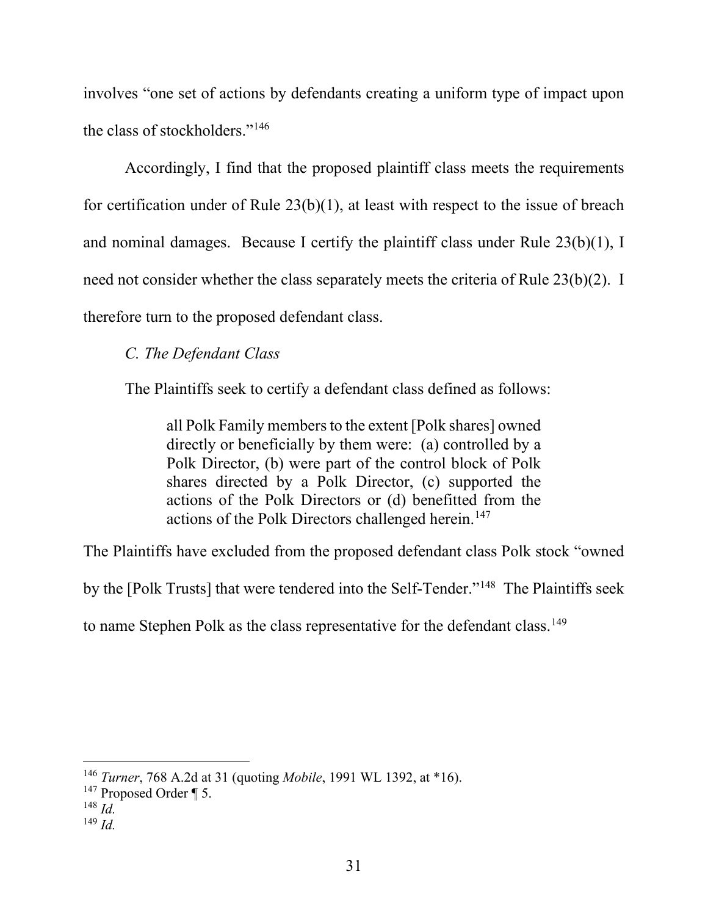involves "one set of actions by defendants creating a uniform type of impact upon the class of stockholders."[146]

Accordingly, I find that the proposed plaintiff class meets the requirements for certification under of Rule 23(b)(1), at least with respect to the issue of breach and nominal damages. Because I certify the plaintiff class under Rule 23(b)(1), I need not consider whether the class separately meets the criteria of Rule 23(b)(2). I therefore turn to the proposed defendant class.

### *C. The Defendant Class*

The Plaintiffs seek to certify a defendant class defined as follows:

> all Polk Family members to the extent [Polk shares] owned directly or beneficially by them were: (a) controlled by a Polk Director, (b) were part of the control block of Polk shares directed by a Polk Director, (c) supported the actions of the Polk Directors or (d) benefitted from the actions of the Polk Directors challenged herein.[147]

The Plaintiffs have excluded from the proposed defendant class Polk stock "owned by the [Polk Trusts] that were tendered into the Self-Tender."[148] The Plaintiffs seek to name Stephen Polk as the class representative for the defendant class.[149]

---

[146] *Turner*, 768 A.2d at 31 (quoting *Mobile*, 1991 WL 1392, at *16).

[147] Proposed Order ¶ 5.

[148] *Id.*

[149] *Id.*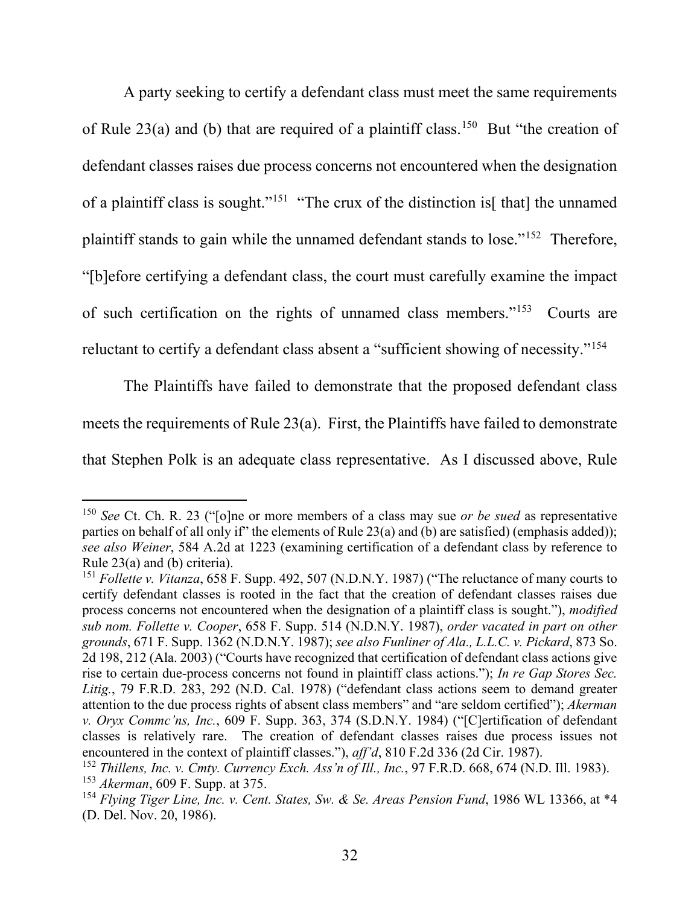A party seeking to certify a defendant class must meet the same requirements of Rule 23(a) and (b) that are required of a plaintiff class.[150] But "the creation of defendant classes raises due process concerns not encountered when the designation of a plaintiff class is sought."[151] "The crux of the distinction is[ that] the unnamed plaintiff stands to gain while the unnamed defendant stands to lose."[152] Therefore, "[b]efore certifying a defendant class, the court must carefully examine the impact of such certification on the rights of unnamed class members."[153] Courts are reluctant to certify a defendant class absent a "sufficient showing of necessity."[154]

The Plaintiffs have failed to demonstrate that the proposed defendant class meets the requirements of Rule 23(a). First, the Plaintiffs have failed to demonstrate that Stephen Polk is an adequate class representative. As I discussed above, Rule

---

[150] *See* Ct. Ch. R. 23 ("[o]ne or more members of a class may sue *or be sued* as representative parties on behalf of all only if" the elements of Rule 23(a) and (b) are satisfied) (emphasis added)); *see also Weiner*, 584 A.2d at 1223 (examining certification of a defendant class by reference to Rule 23(a) and (b) criteria).

[151] *Follette v. Vitanza*, 658 F. Supp. 492, 507 (N.D.N.Y. 1987) ("The reluctance of many courts to certify defendant classes is rooted in the fact that the creation of defendant classes raises due process concerns not encountered when the designation of a plaintiff class is sought."), *modified sub nom. Follette v. Cooper*, 658 F. Supp. 514 (N.D.N.Y. 1987), *order vacated in part on other grounds*, 671 F. Supp. 1362 (N.D.N.Y. 1987); *see also Funliner of Ala., L.L.C. v. Pickard*, 873 So. 2d 198, 212 (Ala. 2003) ("Courts have recognized that certification of defendant class actions give rise to certain due-process concerns not found in plaintiff class actions."); *In re Gap Stores Sec. Litig.*, 79 F.R.D. 283, 292 (N.D. Cal. 1978) ("defendant class actions seem to demand greater attention to the due process rights of absent class members" and "are seldom certified"); *Akerman v. Oryx Commc'ns, Inc.*, 609 F. Supp. 363, 374 (S.D.N.Y. 1984) ("[C]ertification of defendant classes is relatively rare. The creation of defendant classes raises due process issues not encountered in the context of plaintiff classes."), *aff'd*, 810 F.2d 336 (2d Cir. 1987).

[152] *Thillens, Inc. v. Cmty. Currency Exch. Ass'n of Ill., Inc.*, 97 F.R.D. 668, 674 (N.D. Ill. 1983).

[153] *Akerman*, 609 F. Supp. at 375.

[154] *Flying Tiger Line, Inc. v. Cent. States, Sw. & Se. Areas Pension Fund*, 1986 WL 13366, at *4 (D. Del. Nov. 20, 1986).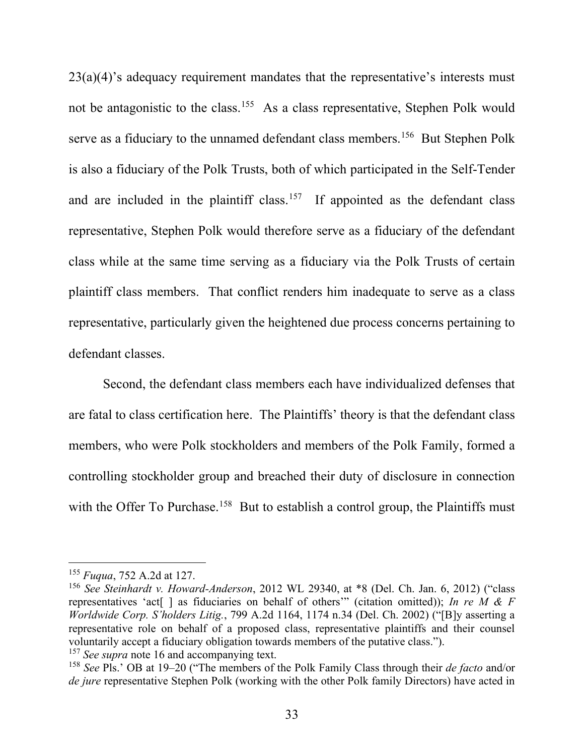23(a)(4)'s adequacy requirement mandates that the representative's interests must not be antagonistic to the class.[155] As a class representative, Stephen Polk would serve as a fiduciary to the unnamed defendant class members.[156] But Stephen Polk is also a fiduciary of the Polk Trusts, both of which participated in the Self-Tender and are included in the plaintiff class.[157] If appointed as the defendant class representative, Stephen Polk would therefore serve as a fiduciary of the defendant class while at the same time serving as a fiduciary via the Polk Trusts of certain plaintiff class members. That conflict renders him inadequate to serve as a class representative, particularly given the heightened due process concerns pertaining to defendant classes.

Second, the defendant class members each have individualized defenses that are fatal to class certification here. The Plaintiffs' theory is that the defendant class members, who were Polk stockholders and members of the Polk Family, formed a controlling stockholder group and breached their duty of disclosure in connection with the Offer To Purchase.[158] But to establish a control group, the Plaintiffs must

---

[155] *Fuqua*, 752 A.2d at 127.

[156] *See Steinhardt v. Howard-Anderson*, 2012 WL 29340, at *8 (Del. Ch. Jan. 6, 2012) ("class representatives 'act[ ] as fiduciaries on behalf of others'" (citation omitted)); *In re M & F Worldwide Corp. S'holders Litig.*, 799 A.2d 1164, 1174 n.34 (Del. Ch. 2002) ("[B]y asserting a representative role on behalf of a proposed class, representative plaintiffs and their counsel voluntarily accept a fiduciary obligation towards members of the putative class.").

[157] *See supra* note 16 and accompanying text.

[158] *See* Pls.' OB at 19–20 ("The members of the Polk Family Class through their *de facto* and/or *de jure* representative Stephen Polk (working with the other Polk family Directors) have acted in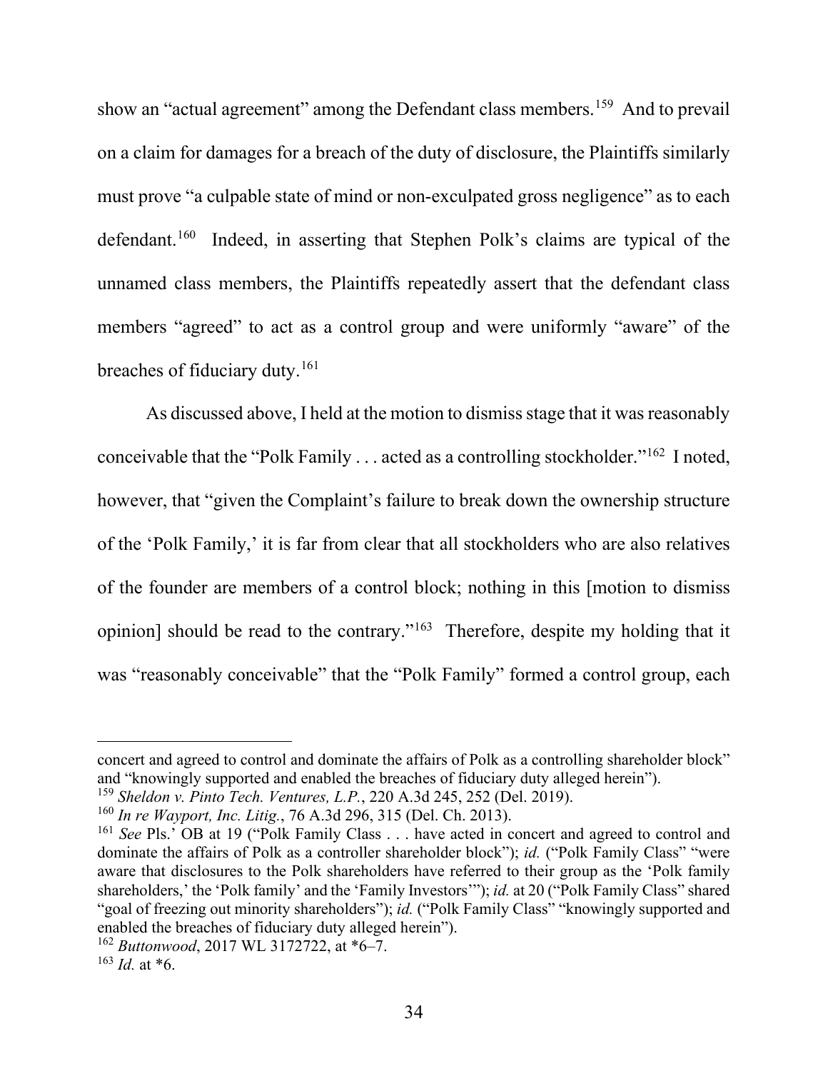show an "actual agreement" among the Defendant class members.[159] And to prevail on a claim for damages for a breach of the duty of disclosure, the Plaintiffs similarly must prove "a culpable state of mind or non-exculpated gross negligence" as to each defendant.[160] Indeed, in asserting that Stephen Polk's claims are typical of the unnamed class members, the Plaintiffs repeatedly assert that the defendant class members "agreed" to act as a control group and were uniformly "aware" of the breaches of fiduciary duty.[161]

As discussed above, I held at the motion to dismiss stage that it was reasonably conceivable that the "Polk Family . . . acted as a controlling stockholder."[162] I noted, however, that "given the Complaint's failure to break down the ownership structure of the 'Polk Family,' it is far from clear that all stockholders who are also relatives of the founder are members of a control block; nothing in this [motion to dismiss opinion] should be read to the contrary."[163] Therefore, despite my holding that it was "reasonably conceivable" that the "Polk Family" formed a control group, each

---

concert and agreed to control and dominate the affairs of Polk as a controlling shareholder block" and "knowingly supported and enabled the breaches of fiduciary duty alleged herein").

[159] *Sheldon v. Pinto Tech. Ventures, L.P.*, 220 A.3d 245, 252 (Del. 2019).

[160] *In re Wayport, Inc. Litig.*, 76 A.3d 296, 315 (Del. Ch. 2013).

[161] *See* Pls.' OB at 19 ("Polk Family Class . . . have acted in concert and agreed to control and dominate the affairs of Polk as a controller shareholder block"); *id.* ("Polk Family Class" "were aware that disclosures to the Polk shareholders have referred to their group as the 'Polk family shareholders,' the 'Polk family' and the 'Family Investors'"); *id.* at 20 ("Polk Family Class" shared "goal of freezing out minority shareholders"); *id.* ("Polk Family Class" "knowingly supported and enabled the breaches of fiduciary duty alleged herein").

[162] *Buttonwood*, 2017 WL 3172722, at *6–7.

[163] *Id.* at *6.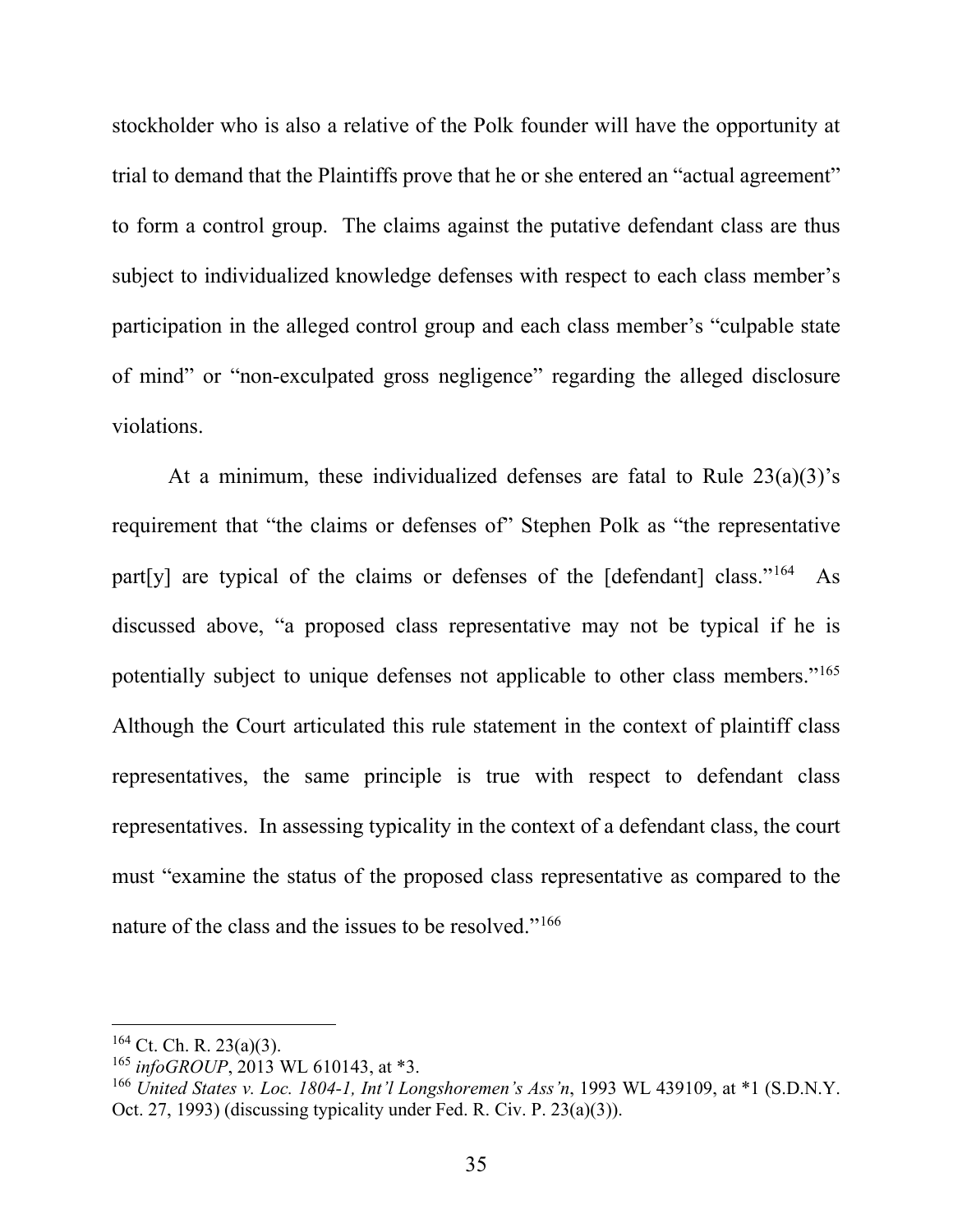stockholder who is also a relative of the Polk founder will have the opportunity at trial to demand that the Plaintiffs prove that he or she entered an "actual agreement" to form a control group. The claims against the putative defendant class are thus subject to individualized knowledge defenses with respect to each class member's participation in the alleged control group and each class member's "culpable state of mind" or "non-exculpated gross negligence" regarding the alleged disclosure violations.

At a minimum, these individualized defenses are fatal to Rule 23(a)(3)'s requirement that "the claims or defenses of" Stephen Polk as "the representative part[y] are typical of the claims or defenses of the [defendant] class."[164] As discussed above, "a proposed class representative may not be typical if he is potentially subject to unique defenses not applicable to other class members."[165] Although the Court articulated this rule statement in the context of plaintiff class representatives, the same principle is true with respect to defendant class representatives. In assessing typicality in the context of a defendant class, the court must "examine the status of the proposed class representative as compared to the nature of the class and the issues to be resolved."[166]

---

[164] Ct. Ch. R. 23(a)(3).

[165] *infoGROUP*, 2013 WL 610143, at *3.

[166] *United States v. Loc. 1804-1, Int'l Longshoremen's Ass'n*, 1993 WL 439109, at *1 (S.D.N.Y. Oct. 27, 1993) (discussing typicality under Fed. R. Civ. P. 23(a)(3)).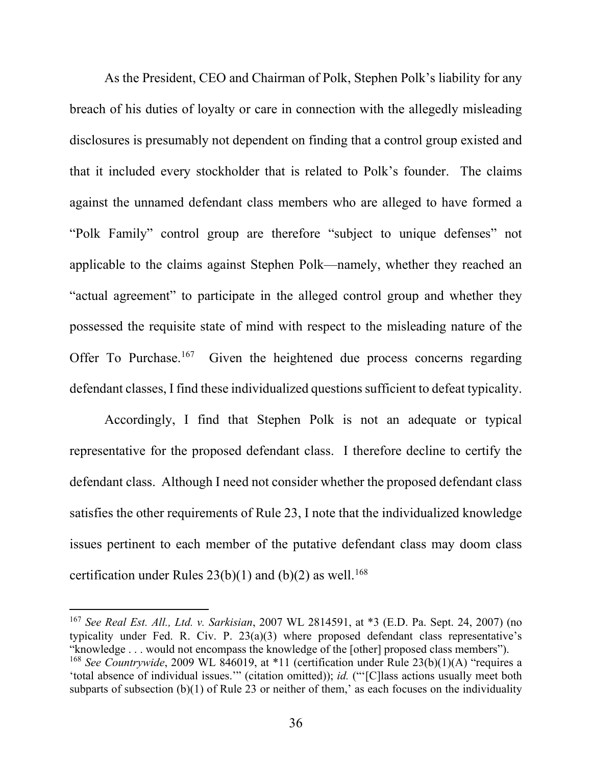As the President, CEO and Chairman of Polk, Stephen Polk's liability for any breach of his duties of loyalty or care in connection with the allegedly misleading disclosures is presumably not dependent on finding that a control group existed and that it included every stockholder that is related to Polk's founder. The claims against the unnamed defendant class members who are alleged to have formed a "Polk Family" control group are therefore "subject to unique defenses" not applicable to the claims against Stephen Polk—namely, whether they reached an "actual agreement" to participate in the alleged control group and whether they possessed the requisite state of mind with respect to the misleading nature of the Offer To Purchase.[167] Given the heightened due process concerns regarding defendant classes, I find these individualized questions sufficient to defeat typicality.

Accordingly, I find that Stephen Polk is not an adequate or typical representative for the proposed defendant class. I therefore decline to certify the defendant class. Although I need not consider whether the proposed defendant class satisfies the other requirements of Rule 23, I note that the individualized knowledge issues pertinent to each member of the putative defendant class may doom class certification under Rules 23(b)(1) and (b)(2) as well.[168]

---

[167] *See Real Est. All., Ltd. v. Sarkisian*, 2007 WL 2814591, at *3 (E.D. Pa. Sept. 24, 2007) (no typicality under Fed. R. Civ. P. 23(a)(3) where proposed defendant class representative's "knowledge . . . would not encompass the knowledge of the [other] proposed class members").

[168] *See Countrywide*, 2009 WL 846019, at *11 (certification under Rule 23(b)(1)(A) "requires a 'total absence of individual issues.'" (citation omitted)); *id.* ("'[C]lass actions usually meet both subparts of subsection (b)(1) of Rule 23 or neither of them,' as each focuses on the individuality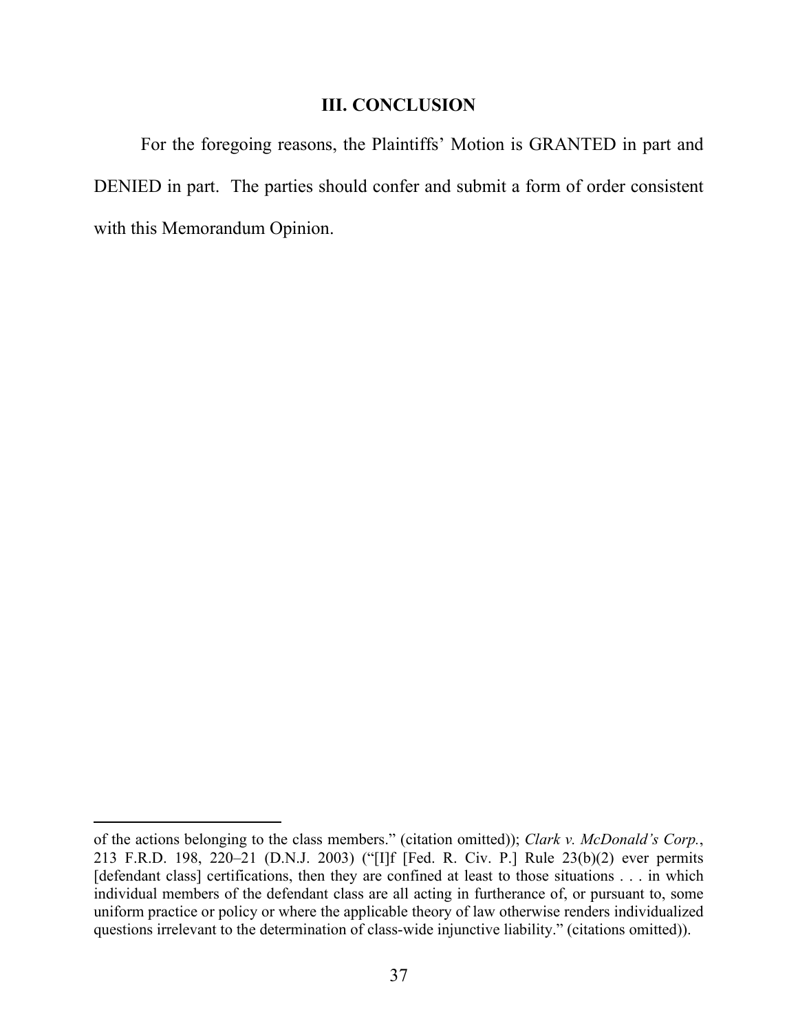## III. CONCLUSION

For the foregoing reasons, the Plaintiffs' Motion is GRANTED in part and DENIED in part. The parties should confer and submit a form of order consistent with this Memorandum Opinion.

---

of the actions belonging to the class members." (citation omitted)); *Clark v. McDonald's Corp.*, 213 F.R.D. 198, 220–21 (D.N.J. 2003) ("[I]f [Fed. R. Civ. P.] Rule 23(b)(2) ever permits [defendant class] certifications, then they are confined at least to those situations . . . in which individual members of the defendant class are all acting in furtherance of, or pursuant to, some uniform practice or policy or where the applicable theory of law otherwise renders individualized questions irrelevant to the determination of class-wide injunctive liability." (citations omitted)).